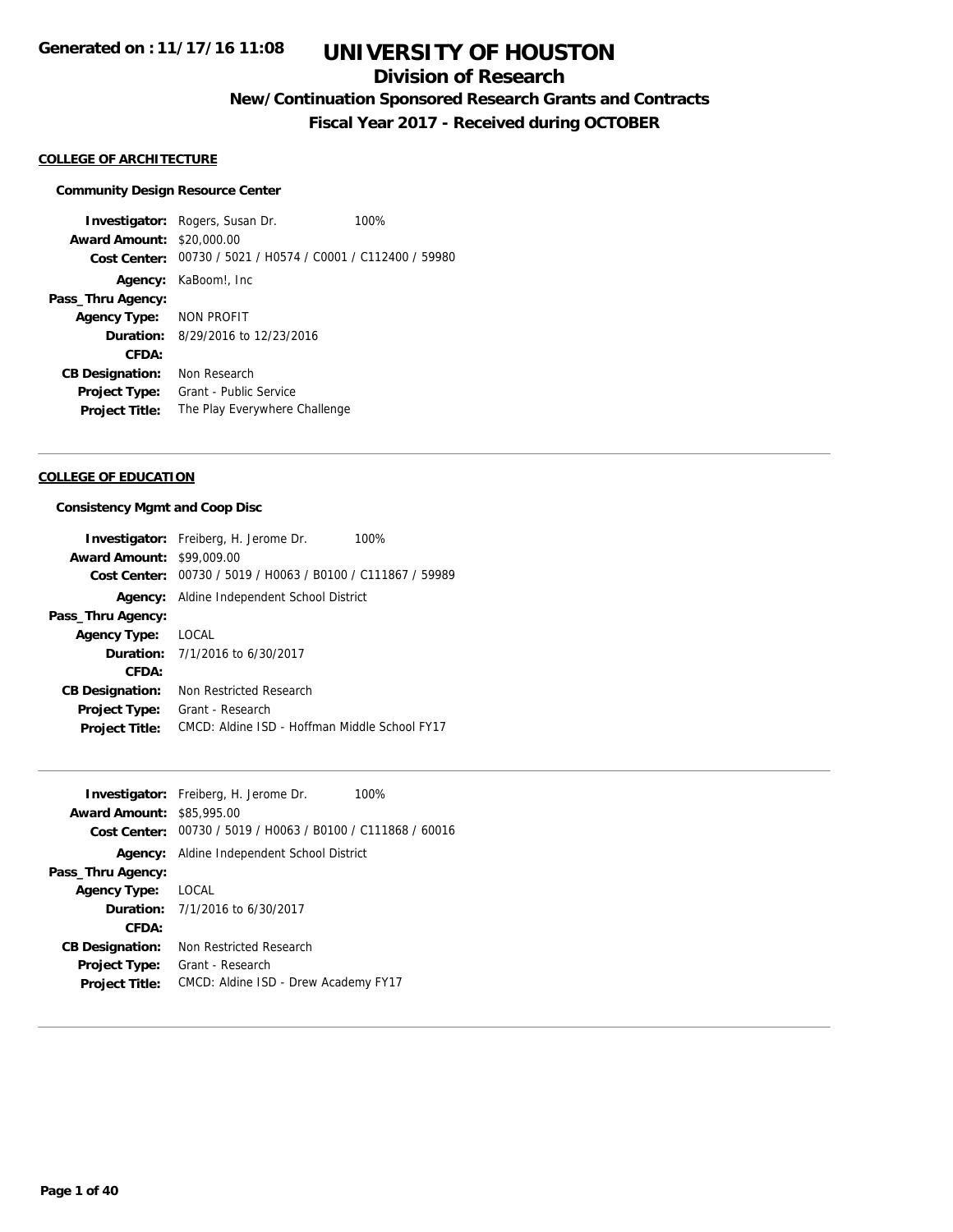**Generated on : 11/17/16 11:08**

# UNIVERSITY OF HOUSTON

## Division of Research

### New/Continuation Sponsored Research Grants and Contracts

### Fiscal Year 2017 - Received during OCTOBER

**COLLEGE OF ARCHITECTURE**

**Community Design Resource Center**

**Investigator:** Rogers, Susan Dr. 100%
**Award Amount:** $20,000.00
**Cost Center:** 00730 / 5021 / H0574 / C0001 / C112400 / 59980
**Agency:** KaBoom!, Inc
**Pass_Thru Agency:**
**Agency Type:** NON PROFIT
**Duration:** 8/29/2016 to 12/23/2016
**CFDA:**
**CB Designation:** Non Research
**Project Type:** Grant - Public Service
**Project Title:** The Play Everywhere Challenge

---

**COLLEGE OF EDUCATION**

**Consistency Mgmt and Coop Disc**

**Investigator:** Freiberg, H. Jerome Dr. 100%
**Award Amount:** $99,009.00
**Cost Center:** 00730 / 5019 / H0063 / B0100 / C111867 / 59989
**Agency:** Aldine Independent School District
**Pass_Thru Agency:**
**Agency Type:** LOCAL
**Duration:** 7/1/2016 to 6/30/2017
**CFDA:**
**CB Designation:** Non Restricted Research
**Project Type:** Grant - Research
**Project Title:** CMCD: Aldine ISD - Hoffman Middle School FY17

---

**Investigator:** Freiberg, H. Jerome Dr. 100%
**Award Amount:** $85,995.00
**Cost Center:** 00730 / 5019 / H0063 / B0100 / C111868 / 60016
**Agency:** Aldine Independent School District
**Pass_Thru Agency:**
**Agency Type:** LOCAL
**Duration:** 7/1/2016 to 6/30/2017
**CFDA:**
**CB Designation:** Non Restricted Research
**Project Type:** Grant - Research
**Project Title:** CMCD: Aldine ISD - Drew Academy FY17

---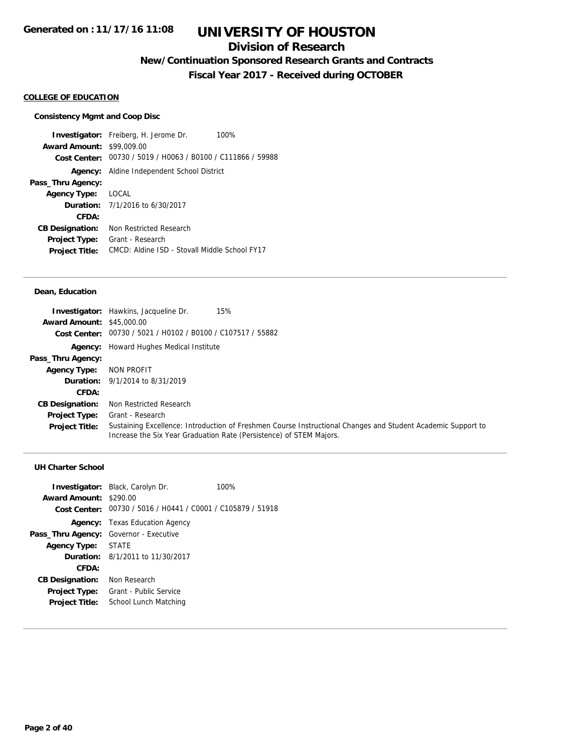# UNIVERSITY OF HOUSTON

## Division of Research

### New/Continuation Sponsored Research Grants and Contracts

### Fiscal Year 2017 - Received during OCTOBER

**Generated on : 11/17/16 11:08**

#### COLLEGE OF EDUCATION

**Consistency Mgmt and Coop Disc**

**Investigator:** Freiberg, H. Jerome Dr. 100%
**Award Amount:** $99,009.00
**Cost Center:** 00730 / 5019 / H0063 / B0100 / C111866 / 59988
**Agency:** Aldine Independent School District
**Pass_Thru Agency:**
**Agency Type:** LOCAL
**Duration:** 7/1/2016 to 6/30/2017
**CFDA:**
**CB Designation:** Non Restricted Research
**Project Type:** Grant - Research
**Project Title:** CMCD: Aldine ISD - Stovall Middle School FY17

---

**Dean, Education**

**Investigator:** Hawkins, Jacqueline Dr. 15%
**Award Amount:** $45,000.00
**Cost Center:** 00730 / 5021 / H0102 / B0100 / C107517 / 55882
**Agency:** Howard Hughes Medical Institute
**Pass_Thru Agency:**
**Agency Type:** NON PROFIT
**Duration:** 9/1/2014 to 8/31/2019
**CFDA:**
**CB Designation:** Non Restricted Research
**Project Type:** Grant - Research
**Project Title:** Sustaining Excellence: Introduction of Freshmen Course Instructional Changes and Student Academic Support to Increase the Six Year Graduation Rate (Persistence) of STEM Majors.

---

**UH Charter School**

**Investigator:** Black, Carolyn Dr. 100%
**Award Amount:** $290.00
**Cost Center:** 00730 / 5016 / H0441 / C0001 / C105879 / 51918
**Agency:** Texas Education Agency
**Pass_Thru Agency:** Governor - Executive
**Agency Type:** STATE
**Duration:** 8/1/2011 to 11/30/2017
**CFDA:**
**CB Designation:** Non Research
**Project Type:** Grant - Public Service
**Project Title:** School Lunch Matching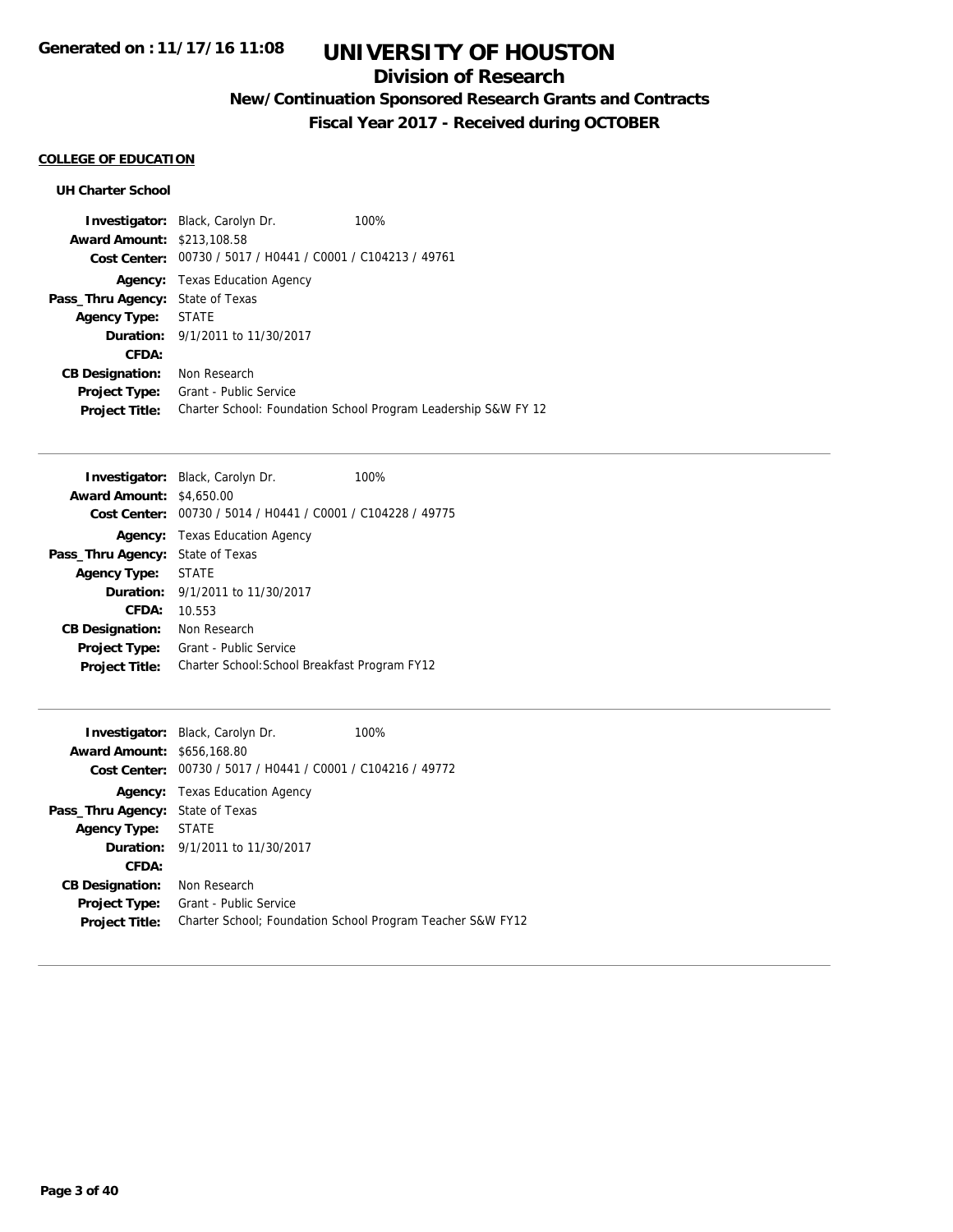**Generated on : 11/17/16 11:08**

# UNIVERSITY OF HOUSTON

## Division of Research

### New/Continuation Sponsored Research Grants and Contracts

### Fiscal Year 2017 - Received during OCTOBER

**COLLEGE OF EDUCATION**

**UH Charter School**

**Investigator:** Black, Carolyn Dr. 100%
**Award Amount:** $213,108.58
**Cost Center:** 00730 / 5017 / H0441 / C0001 / C104213 / 49761
**Agency:** Texas Education Agency
**Pass_Thru Agency:** State of Texas
**Agency Type:** STATE
**Duration:** 9/1/2011 to 11/30/2017
**CFDA:**
**CB Designation:** Non Research
**Project Type:** Grant - Public Service
**Project Title:** Charter School: Foundation School Program Leadership S&W FY 12

---

**Investigator:** Black, Carolyn Dr. 100%
**Award Amount:** $4,650.00
**Cost Center:** 00730 / 5014 / H0441 / C0001 / C104228 / 49775
**Agency:** Texas Education Agency
**Pass_Thru Agency:** State of Texas
**Agency Type:** STATE
**Duration:** 9/1/2011 to 11/30/2017
**CFDA:** 10.553
**CB Designation:** Non Research
**Project Type:** Grant - Public Service
**Project Title:** Charter School:School Breakfast Program FY12

---

**Investigator:** Black, Carolyn Dr. 100%
**Award Amount:** $656,168.80
**Cost Center:** 00730 / 5017 / H0441 / C0001 / C104216 / 49772
**Agency:** Texas Education Agency
**Pass_Thru Agency:** State of Texas
**Agency Type:** STATE
**Duration:** 9/1/2011 to 11/30/2017
**CFDA:**
**CB Designation:** Non Research
**Project Type:** Grant - Public Service
**Project Title:** Charter School; Foundation School Program Teacher S&W FY12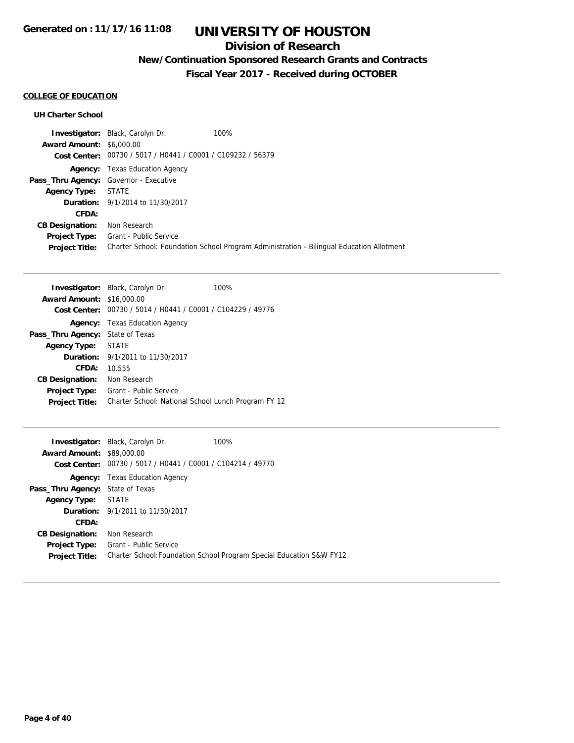# UNIVERSITY OF HOUSTON

## Division of Research

### New/Continuation Sponsored Research Grants and Contracts

### Fiscal Year 2017 - Received during OCTOBER

Generated on : 11/17/16 11:08

**COLLEGE OF EDUCATION**

**UH Charter School**

**Investigator:** Black, Carolyn Dr. 100%
**Award Amount:** $6,000.00
**Cost Center:** 00730 / 5017 / H0441 / C0001 / C109232 / 56379
**Agency:** Texas Education Agency
**Pass_Thru Agency:** Governor - Executive
**Agency Type:** STATE
**Duration:** 9/1/2014 to 11/30/2017
**CFDA:**
**CB Designation:** Non Research
**Project Type:** Grant - Public Service
**Project Title:** Charter School: Foundation School Program Administration - Bilingual Education Allotment

---

**Investigator:** Black, Carolyn Dr. 100%
**Award Amount:** $16,000.00
**Cost Center:** 00730 / 5014 / H0441 / C0001 / C104229 / 49776
**Agency:** Texas Education Agency
**Pass_Thru Agency:** State of Texas
**Agency Type:** STATE
**Duration:** 9/1/2011 to 11/30/2017
**CFDA:** 10.555
**CB Designation:** Non Research
**Project Type:** Grant - Public Service
**Project Title:** Charter School: National School Lunch Program FY 12

---

**Investigator:** Black, Carolyn Dr. 100%
**Award Amount:** $89,000.00
**Cost Center:** 00730 / 5017 / H0441 / C0001 / C104214 / 49770
**Agency:** Texas Education Agency
**Pass_Thru Agency:** State of Texas
**Agency Type:** STATE
**Duration:** 9/1/2011 to 11/30/2017
**CFDA:**
**CB Designation:** Non Research
**Project Type:** Grant - Public Service
**Project Title:** Charter School:Foundation School Program Special Education S&W FY12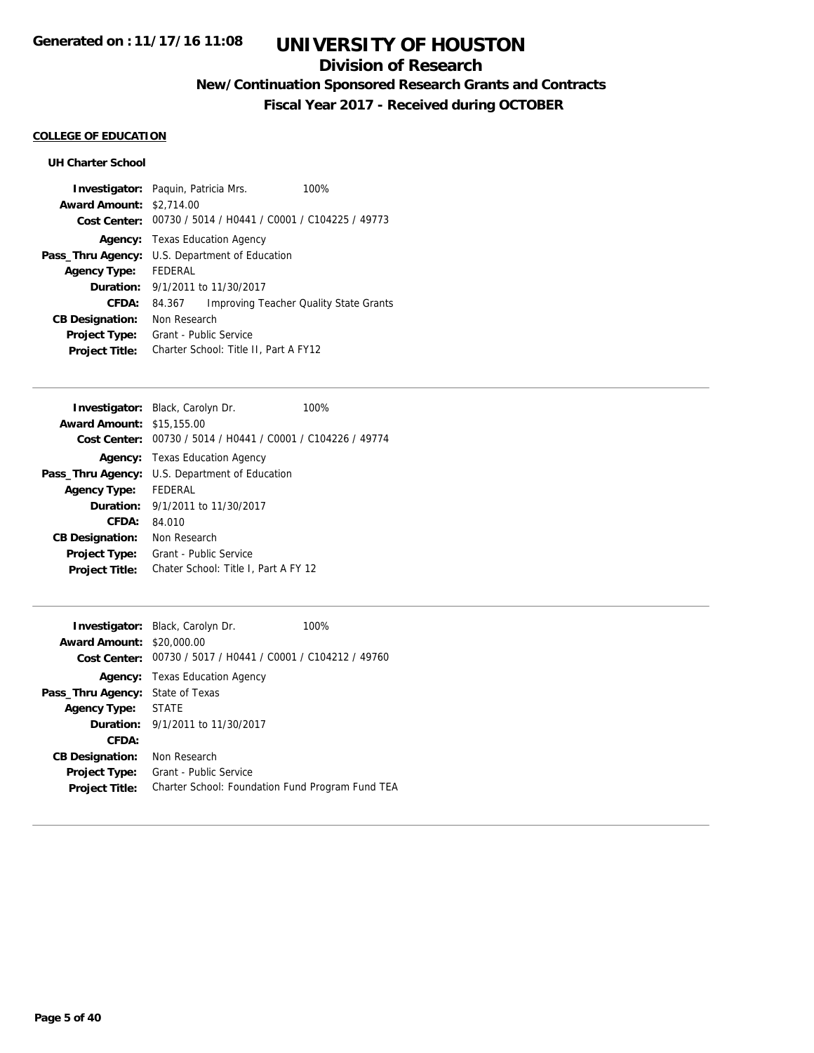**Generated on : 11/17/16 11:08**

# UNIVERSITY OF HOUSTON

## Division of Research

### New/Continuation Sponsored Research Grants and Contracts

### Fiscal Year 2017 - Received during OCTOBER

**COLLEGE OF EDUCATION**

**UH Charter School**

**Investigator:** Paquin, Patricia Mrs. 100%
**Award Amount:** $2,714.00
**Cost Center:** 00730 / 5014 / H0441 / C0001 / C104225 / 49773
**Agency:** Texas Education Agency
**Pass_Thru Agency:** U.S. Department of Education
**Agency Type:** FEDERAL
**Duration:** 9/1/2011 to 11/30/2017
**CFDA:** 84.367 Improving Teacher Quality State Grants
**CB Designation:** Non Research
**Project Type:** Grant - Public Service
**Project Title:** Charter School: Title II, Part A FY12

---

**Investigator:** Black, Carolyn Dr. 100%
**Award Amount:** $15,155.00
**Cost Center:** 00730 / 5014 / H0441 / C0001 / C104226 / 49774
**Agency:** Texas Education Agency
**Pass_Thru Agency:** U.S. Department of Education
**Agency Type:** FEDERAL
**Duration:** 9/1/2011 to 11/30/2017
**CFDA:** 84.010
**CB Designation:** Non Research
**Project Type:** Grant - Public Service
**Project Title:** Chater School: Title I, Part A FY 12

---

**Investigator:** Black, Carolyn Dr. 100%
**Award Amount:** $20,000.00
**Cost Center:** 00730 / 5017 / H0441 / C0001 / C104212 / 49760
**Agency:** Texas Education Agency
**Pass_Thru Agency:** State of Texas
**Agency Type:** STATE
**Duration:** 9/1/2011 to 11/30/2017
**CFDA:**
**CB Designation:** Non Research
**Project Type:** Grant - Public Service
**Project Title:** Charter School: Foundation Fund Program Fund TEA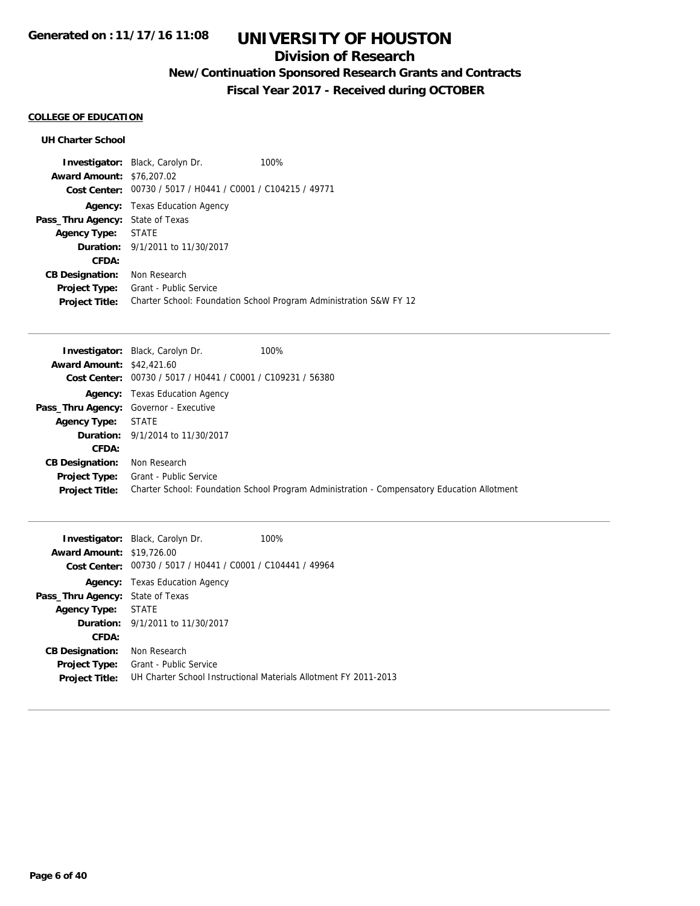# UNIVERSITY OF HOUSTON

## Division of Research

### New/Continuation Sponsored Research Grants and Contracts

### Fiscal Year 2017 - Received during OCTOBER

**COLLEGE OF EDUCATION**

**UH Charter School**

**Investigator:** Black, Carolyn Dr. 100%
**Award Amount:** $76,207.02
**Cost Center:** 00730 / 5017 / H0441 / C0001 / C104215 / 49771
**Agency:** Texas Education Agency
**Pass_Thru Agency:** State of Texas
**Agency Type:** STATE
**Duration:** 9/1/2011 to 11/30/2017
**CFDA:**
**CB Designation:** Non Research
**Project Type:** Grant - Public Service
**Project Title:** Charter School: Foundation School Program Administration S&W FY 12

---

**Investigator:** Black, Carolyn Dr. 100%
**Award Amount:** $42,421.60
**Cost Center:** 00730 / 5017 / H0441 / C0001 / C109231 / 56380
**Agency:** Texas Education Agency
**Pass_Thru Agency:** Governor - Executive
**Agency Type:** STATE
**Duration:** 9/1/2014 to 11/30/2017
**CFDA:**
**CB Designation:** Non Research
**Project Type:** Grant - Public Service
**Project Title:** Charter School: Foundation School Program Administration - Compensatory Education Allotment

---

**Investigator:** Black, Carolyn Dr. 100%
**Award Amount:** $19,726.00
**Cost Center:** 00730 / 5017 / H0441 / C0001 / C104441 / 49964
**Agency:** Texas Education Agency
**Pass_Thru Agency:** State of Texas
**Agency Type:** STATE
**Duration:** 9/1/2011 to 11/30/2017
**CFDA:**
**CB Designation:** Non Research
**Project Type:** Grant - Public Service
**Project Title:** UH Charter School Instructional Materials Allotment FY 2011-2013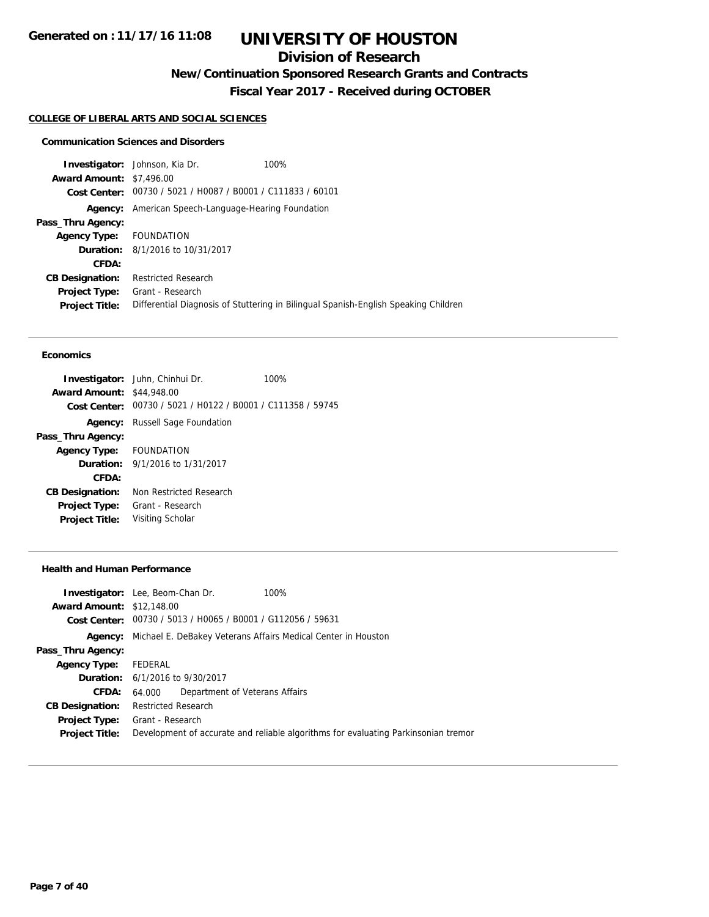# UNIVERSITY OF HOUSTON

## Division of Research

### New/Continuation Sponsored Research Grants and Contracts

### Fiscal Year 2017 - Received during OCTOBER

Generated on : 11/17/16 11:08

**COLLEGE OF LIBERAL ARTS AND SOCIAL SCIENCES**

**Communication Sciences and Disorders**

| | |
|---|---|
| **Investigator:** | Johnson, Kia Dr. 100% |
| **Award Amount:** | $7,496.00 |
| **Cost Center:** | 00730 / 5021 / H0087 / B0001 / C111833 / 60101 |
| **Agency:** | American Speech-Language-Hearing Foundation |
| **Pass_Thru Agency:** | |
| **Agency Type:** | FOUNDATION |
| **Duration:** | 8/1/2016 to 10/31/2017 |
| **CFDA:** | |
| **CB Designation:** | Restricted Research |
| **Project Type:** | Grant - Research |
| **Project Title:** | Differential Diagnosis of Stuttering in Bilingual Spanish-English Speaking Children |

**Economics**

| | |
|---|---|
| **Investigator:** | Juhn, Chinhui Dr. 100% |
| **Award Amount:** | $44,948.00 |
| **Cost Center:** | 00730 / 5021 / H0122 / B0001 / C111358 / 59745 |
| **Agency:** | Russell Sage Foundation |
| **Pass_Thru Agency:** | |
| **Agency Type:** | FOUNDATION |
| **Duration:** | 9/1/2016 to 1/31/2017 |
| **CFDA:** | |
| **CB Designation:** | Non Restricted Research |
| **Project Type:** | Grant - Research |
| **Project Title:** | Visiting Scholar |

**Health and Human Performance**

| | |
|---|---|
| **Investigator:** | Lee, Beom-Chan Dr. 100% |
| **Award Amount:** | $12,148.00 |
| **Cost Center:** | 00730 / 5013 / H0065 / B0001 / G112056 / 59631 |
| **Agency:** | Michael E. DeBakey Veterans Affairs Medical Center in Houston |
| **Pass_Thru Agency:** | |
| **Agency Type:** | FEDERAL |
| **Duration:** | 6/1/2016 to 9/30/2017 |
| **CFDA:** | 64.000 Department of Veterans Affairs |
| **CB Designation:** | Restricted Research |
| **Project Type:** | Grant - Research |
| **Project Title:** | Development of accurate and reliable algorithms for evaluating Parkinsonian tremor |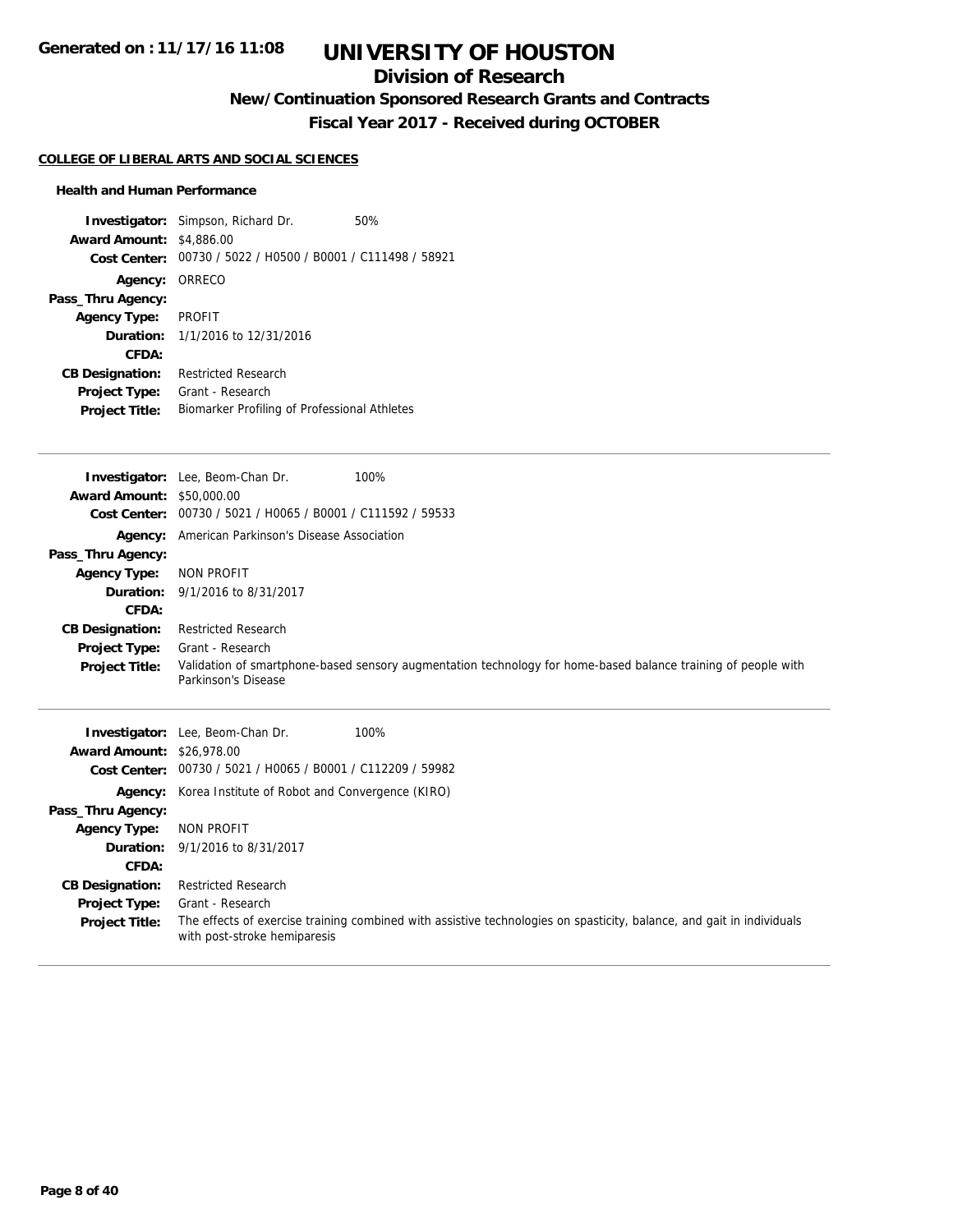# UNIVERSITY OF HOUSTON

## Division of Research

### New/Continuation Sponsored Research Grants and Contracts

### Fiscal Year 2017 - Received during OCTOBER

**COLLEGE OF LIBERAL ARTS AND SOCIAL SCIENCES**

**Health and Human Performance**

**Investigator:** Simpson, Richard Dr. 50%
**Award Amount:** $4,886.00
**Cost Center:** 00730 / 5022 / H0500 / B0001 / C111498 / 58921
**Agency:** ORRECO
**Pass_Thru Agency:**
**Agency Type:** PROFIT
**Duration:** 1/1/2016 to 12/31/2016
**CFDA:**
**CB Designation:** Restricted Research
**Project Type:** Grant - Research
**Project Title:** Biomarker Profiling of Professional Athletes

---

**Investigator:** Lee, Beom-Chan Dr. 100%
**Award Amount:** $50,000.00
**Cost Center:** 00730 / 5021 / H0065 / B0001 / C111592 / 59533
**Agency:** American Parkinson's Disease Association
**Pass_Thru Agency:**
**Agency Type:** NON PROFIT
**Duration:** 9/1/2016 to 8/31/2017
**CFDA:**
**CB Designation:** Restricted Research
**Project Type:** Grant - Research
**Project Title:** Validation of smartphone-based sensory augmentation technology for home-based balance training of people with Parkinson's Disease

---

**Investigator:** Lee, Beom-Chan Dr. 100%
**Award Amount:** $26,978.00
**Cost Center:** 00730 / 5021 / H0065 / B0001 / C112209 / 59982
**Agency:** Korea Institute of Robot and Convergence (KIRO)
**Pass_Thru Agency:**
**Agency Type:** NON PROFIT
**Duration:** 9/1/2016 to 8/31/2017
**CFDA:**
**CB Designation:** Restricted Research
**Project Type:** Grant - Research
**Project Title:** The effects of exercise training combined with assistive technologies on spasticity, balance, and gait in individuals with post-stroke hemiparesis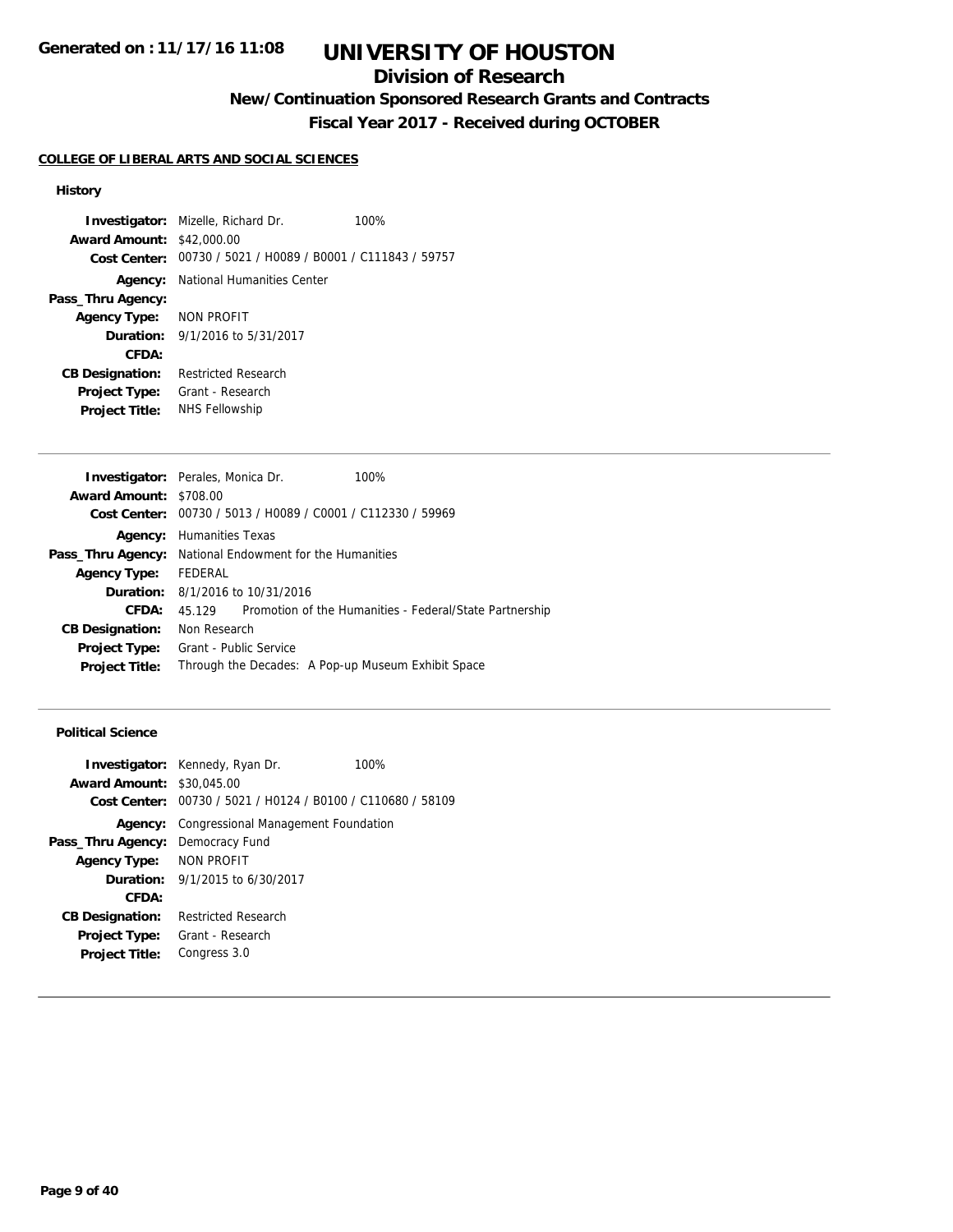# UNIVERSITY OF HOUSTON

## Division of Research

### New/Continuation Sponsored Research Grants and Contracts

### Fiscal Year 2017 - Received during OCTOBER

**Generated on : 11/17/16 11:08**

#### COLLEGE OF LIBERAL ARTS AND SOCIAL SCIENCES

##### History

**Investigator:** Mizelle, Richard Dr. 100%
**Award Amount:** $42,000.00
**Cost Center:** 00730 / 5021 / H0089 / B0001 / C111843 / 59757
**Agency:** National Humanities Center
**Pass_Thru Agency:**
**Agency Type:** NON PROFIT
**Duration:** 9/1/2016 to 5/31/2017
**CFDA:**
**CB Designation:** Restricted Research
**Project Type:** Grant - Research
**Project Title:** NHS Fellowship

---

**Investigator:** Perales, Monica Dr. 100%
**Award Amount:** $708.00
**Cost Center:** 00730 / 5013 / H0089 / C0001 / C112330 / 59969
**Agency:** Humanities Texas
**Pass_Thru Agency:** National Endowment for the Humanities
**Agency Type:** FEDERAL
**Duration:** 8/1/2016 to 10/31/2016
**CFDA:** 45.129 Promotion of the Humanities - Federal/State Partnership
**CB Designation:** Non Research
**Project Type:** Grant - Public Service
**Project Title:** Through the Decades: A Pop-up Museum Exhibit Space

---

##### Political Science

**Investigator:** Kennedy, Ryan Dr. 100%
**Award Amount:** $30,045.00
**Cost Center:** 00730 / 5021 / H0124 / B0100 / C110680 / 58109
**Agency:** Congressional Management Foundation
**Pass_Thru Agency:** Democracy Fund
**Agency Type:** NON PROFIT
**Duration:** 9/1/2015 to 6/30/2017
**CFDA:**
**CB Designation:** Restricted Research
**Project Type:** Grant - Research
**Project Title:** Congress 3.0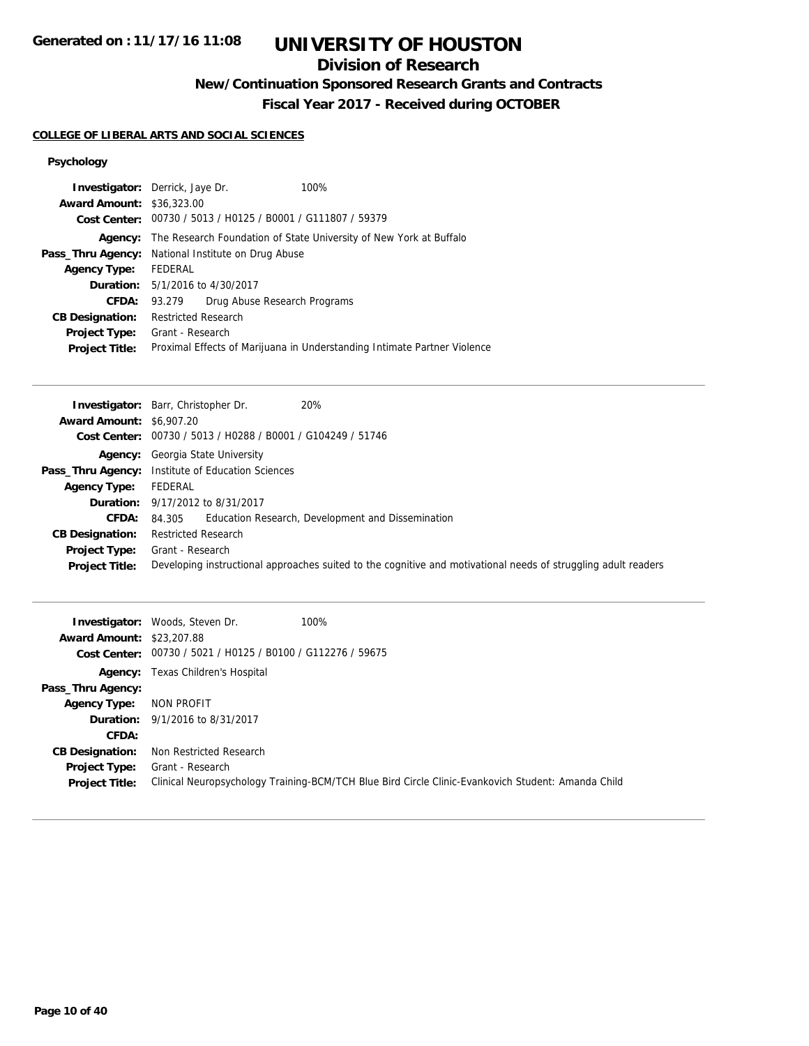# UNIVERSITY OF HOUSTON

## Division of Research

### New/Continuation Sponsored Research Grants and Contracts

### Fiscal Year 2017 - Received during OCTOBER

Generated on : 11/17/16 11:08

**COLLEGE OF LIBERAL ARTS AND SOCIAL SCIENCES**

**Psychology**

**Investigator:** Derrick, Jaye Dr. 100%
**Award Amount:** $36,323.00
**Cost Center:** 00730 / 5013 / H0125 / B0001 / G111807 / 59379
**Agency:** The Research Foundation of State University of New York at Buffalo
**Pass_Thru Agency:** National Institute on Drug Abuse
**Agency Type:** FEDERAL
**Duration:** 5/1/2016 to 4/30/2017
**CFDA:** 93.279 Drug Abuse Research Programs
**CB Designation:** Restricted Research
**Project Type:** Grant - Research
**Project Title:** Proximal Effects of Marijuana in Understanding Intimate Partner Violence

---

**Investigator:** Barr, Christopher Dr. 20%
**Award Amount:** $6,907.20
**Cost Center:** 00730 / 5013 / H0288 / B0001 / G104249 / 51746
**Agency:** Georgia State University
**Pass_Thru Agency:** Institute of Education Sciences
**Agency Type:** FEDERAL
**Duration:** 9/17/2012 to 8/31/2017
**CFDA:** 84.305 Education Research, Development and Dissemination
**CB Designation:** Restricted Research
**Project Type:** Grant - Research
**Project Title:** Developing instructional approaches suited to the cognitive and motivational needs of struggling adult readers

---

**Investigator:** Woods, Steven Dr. 100%
**Award Amount:** $23,207.88
**Cost Center:** 00730 / 5021 / H0125 / B0100 / G112276 / 59675
**Agency:** Texas Children's Hospital
**Pass_Thru Agency:**
**Agency Type:** NON PROFIT
**Duration:** 9/1/2016 to 8/31/2017
**CFDA:**
**CB Designation:** Non Restricted Research
**Project Type:** Grant - Research
**Project Title:** Clinical Neuropsychology Training-BCM/TCH Blue Bird Circle Clinic-Evankovich Student: Amanda Child

---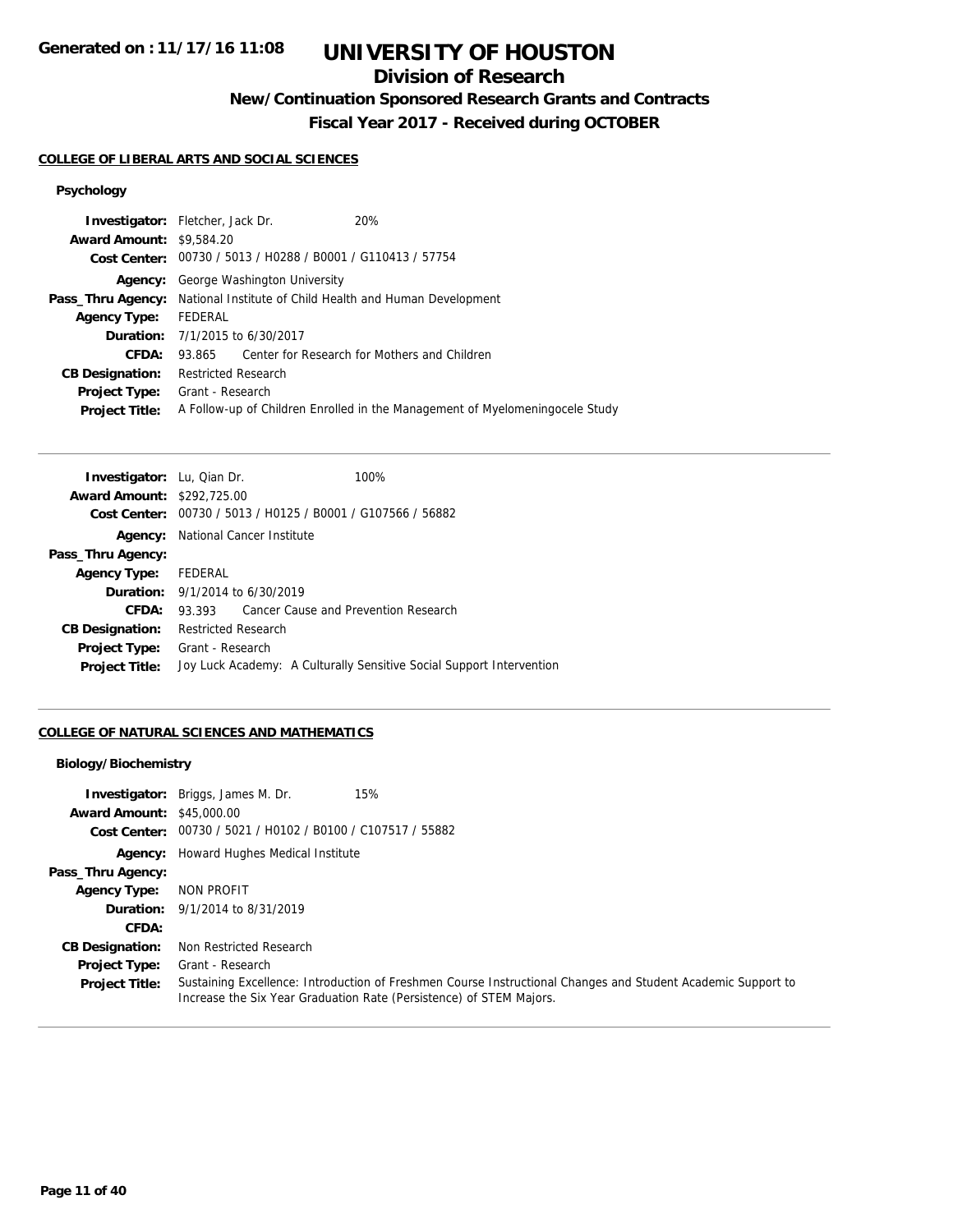**Generated on : 11/17/16 11:08**

# UNIVERSITY OF HOUSTON

## Division of Research

### New/Continuation Sponsored Research Grants and Contracts

### Fiscal Year 2017 - Received during OCTOBER

**COLLEGE OF LIBERAL ARTS AND SOCIAL SCIENCES**

**Psychology**

| | |
|---|---|
| **Investigator:** | Fletcher, Jack Dr. 20% |
| **Award Amount:** | $9,584.20 |
| **Cost Center:** | 00730 / 5013 / H0288 / B0001 / G110413 / 57754 |
| **Agency:** | George Washington University |
| **Pass_Thru Agency:** | National Institute of Child Health and Human Development |
| **Agency Type:** | FEDERAL |
| **Duration:** | 7/1/2015 to 6/30/2017 |
| **CFDA:** | 93.865 Center for Research for Mothers and Children |
| **CB Designation:** | Restricted Research |
| **Project Type:** | Grant - Research |
| **Project Title:** | A Follow-up of Children Enrolled in the Management of Myelomeningocele Study |

| | |
|---|---|
| **Investigator:** | Lu, Qian Dr. 100% |
| **Award Amount:** | $292,725.00 |
| **Cost Center:** | 00730 / 5013 / H0125 / B0001 / G107566 / 56882 |
| **Agency:** | National Cancer Institute |
| **Pass_Thru Agency:** | |
| **Agency Type:** | FEDERAL |
| **Duration:** | 9/1/2014 to 6/30/2019 |
| **CFDA:** | 93.393 Cancer Cause and Prevention Research |
| **CB Designation:** | Restricted Research |
| **Project Type:** | Grant - Research |
| **Project Title:** | Joy Luck Academy: A Culturally Sensitive Social Support Intervention |

**COLLEGE OF NATURAL SCIENCES AND MATHEMATICS**

**Biology/Biochemistry**

| | |
|---|---|
| **Investigator:** | Briggs, James M. Dr. 15% |
| **Award Amount:** | $45,000.00 |
| **Cost Center:** | 00730 / 5021 / H0102 / B0100 / C107517 / 55882 |
| **Agency:** | Howard Hughes Medical Institute |
| **Pass_Thru Agency:** | |
| **Agency Type:** | NON PROFIT |
| **Duration:** | 9/1/2014 to 8/31/2019 |
| **CFDA:** | |
| **CB Designation:** | Non Restricted Research |
| **Project Type:** | Grant - Research |
| **Project Title:** | Sustaining Excellence: Introduction of Freshmen Course Instructional Changes and Student Academic Support to Increase the Six Year Graduation Rate (Persistence) of STEM Majors. |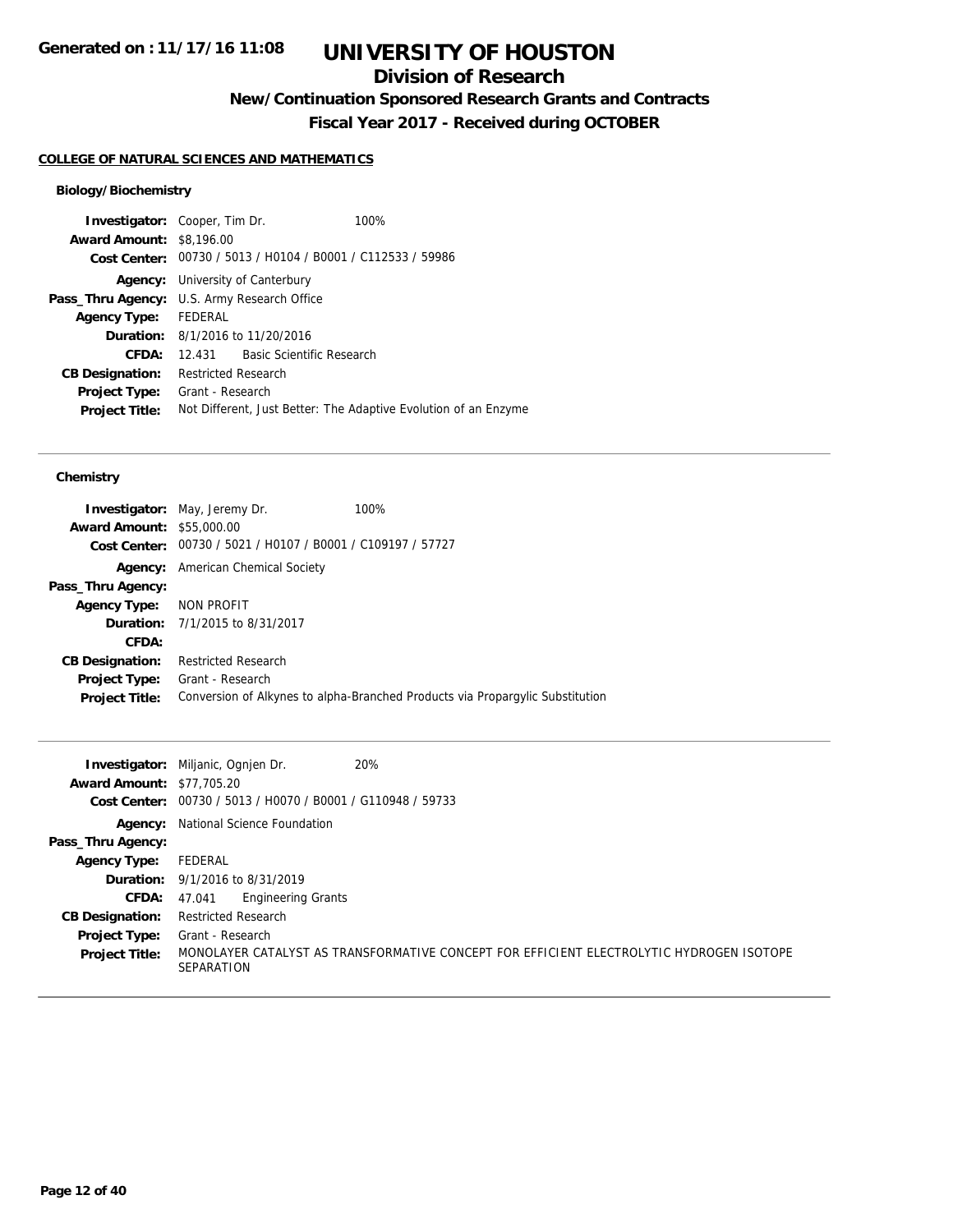**Generated on : 11/17/16 11:08**

# UNIVERSITY OF HOUSTON

## Division of Research

### New/Continuation Sponsored Research Grants and Contracts

### Fiscal Year 2017 - Received during OCTOBER

**COLLEGE OF NATURAL SCIENCES AND MATHEMATICS**

#### Biology/Biochemistry

**Investigator:** Cooper, Tim Dr. 100%
**Award Amount:** $8,196.00
**Cost Center:** 00730 / 5013 / H0104 / B0001 / C112533 / 59986
**Agency:** University of Canterbury
**Pass_Thru Agency:** U.S. Army Research Office
**Agency Type:** FEDERAL
**Duration:** 8/1/2016 to 11/20/2016
**CFDA:** 12.431 Basic Scientific Research
**CB Designation:** Restricted Research
**Project Type:** Grant - Research
**Project Title:** Not Different, Just Better: The Adaptive Evolution of an Enzyme

---

#### Chemistry

**Investigator:** May, Jeremy Dr. 100%
**Award Amount:** $55,000.00
**Cost Center:** 00730 / 5021 / H0107 / B0001 / C109197 / 57727
**Agency:** American Chemical Society
**Pass_Thru Agency:**
**Agency Type:** NON PROFIT
**Duration:** 7/1/2015 to 8/31/2017
**CFDA:**
**CB Designation:** Restricted Research
**Project Type:** Grant - Research
**Project Title:** Conversion of Alkynes to alpha-Branched Products via Propargylic Substitution

---

**Investigator:** Miljanic, Ognjen Dr. 20%
**Award Amount:** $77,705.20
**Cost Center:** 00730 / 5013 / H0070 / B0001 / G110948 / 59733
**Agency:** National Science Foundation
**Pass_Thru Agency:**
**Agency Type:** FEDERAL
**Duration:** 9/1/2016 to 8/31/2019
**CFDA:** 47.041 Engineering Grants
**CB Designation:** Restricted Research
**Project Type:** Grant - Research
**Project Title:** MONOLAYER CATALYST AS TRANSFORMATIVE CONCEPT FOR EFFICIENT ELECTROLYTIC HYDROGEN ISOTOPE SEPARATION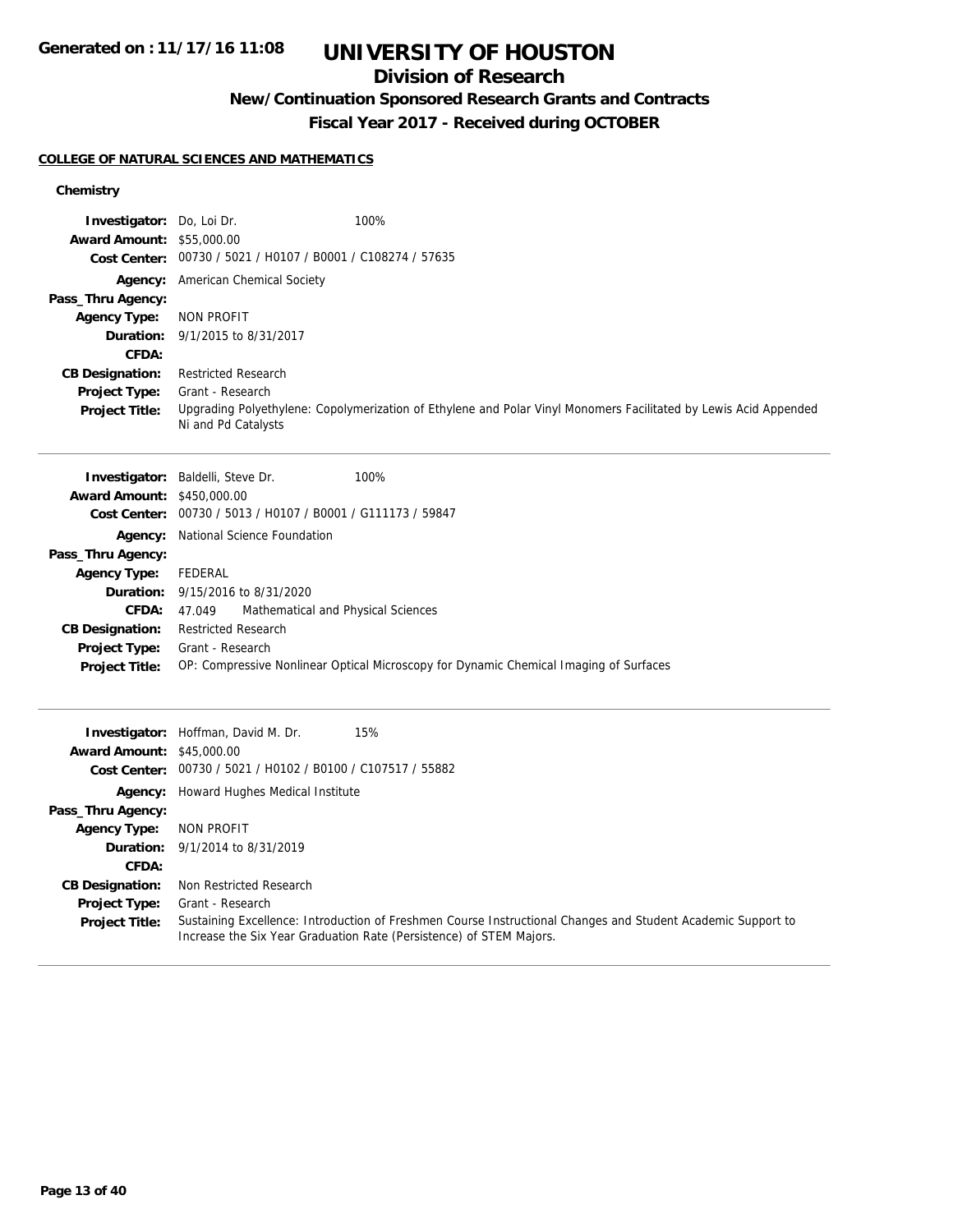# UNIVERSITY OF HOUSTON

## Division of Research

### New/Continuation Sponsored Research Grants and Contracts

### Fiscal Year 2017 - Received during OCTOBER

Generated on : 11/17/16 11:08

#### COLLEGE OF NATURAL SCIENCES AND MATHEMATICS

**Chemistry**

**Investigator:** Do, Loi Dr. 100%
**Award Amount:** $55,000.00
**Cost Center:** 00730 / 5021 / H0107 / B0001 / C108274 / 57635
**Agency:** American Chemical Society
**Pass_Thru Agency:**
**Agency Type:** NON PROFIT
**Duration:** 9/1/2015 to 8/31/2017
**CFDA:**
**CB Designation:** Restricted Research
**Project Type:** Grant - Research
**Project Title:** Upgrading Polyethylene: Copolymerization of Ethylene and Polar Vinyl Monomers Facilitated by Lewis Acid Appended Ni and Pd Catalysts

---

**Investigator:** Baldelli, Steve Dr. 100%
**Award Amount:** $450,000.00
**Cost Center:** 00730 / 5013 / H0107 / B0001 / G111173 / 59847
**Agency:** National Science Foundation
**Pass_Thru Agency:**
**Agency Type:** FEDERAL
**Duration:** 9/15/2016 to 8/31/2020
**CFDA:** 47.049 Mathematical and Physical Sciences
**CB Designation:** Restricted Research
**Project Type:** Grant - Research
**Project Title:** OP: Compressive Nonlinear Optical Microscopy for Dynamic Chemical Imaging of Surfaces

---

**Investigator:** Hoffman, David M. Dr. 15%
**Award Amount:** $45,000.00
**Cost Center:** 00730 / 5021 / H0102 / B0100 / C107517 / 55882
**Agency:** Howard Hughes Medical Institute
**Pass_Thru Agency:**
**Agency Type:** NON PROFIT
**Duration:** 9/1/2014 to 8/31/2019
**CFDA:**
**CB Designation:** Non Restricted Research
**Project Type:** Grant - Research
**Project Title:** Sustaining Excellence: Introduction of Freshmen Course Instructional Changes and Student Academic Support to Increase the Six Year Graduation Rate (Persistence) of STEM Majors.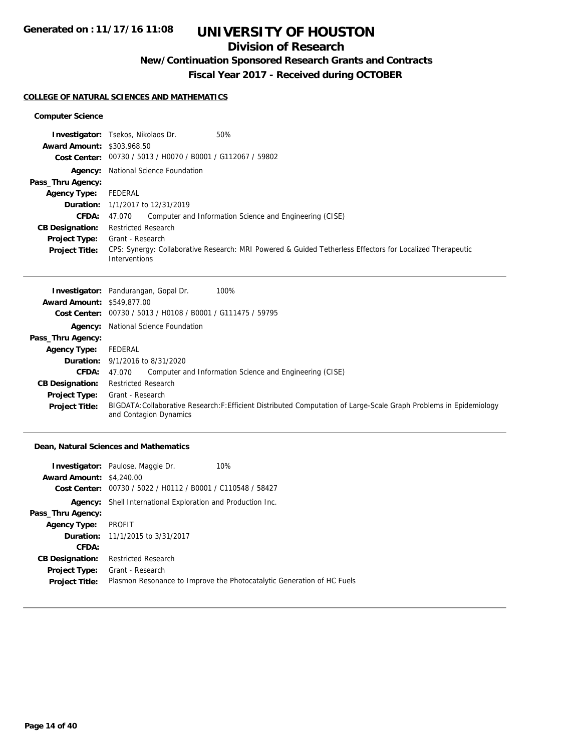**Generated on : 11/17/16 11:08**

# UNIVERSITY OF HOUSTON

## Division of Research

### New/Continuation Sponsored Research Grants and Contracts

### Fiscal Year 2017 - Received during OCTOBER

#### COLLEGE OF NATURAL SCIENCES AND MATHEMATICS

**Computer Science**

**Investigator:** Tsekos, Nikolaos Dr. 50%
**Award Amount:** $303,968.50
**Cost Center:** 00730 / 5013 / H0070 / B0001 / G112067 / 59802
**Agency:** National Science Foundation
**Pass_Thru Agency:**
**Agency Type:** FEDERAL
**Duration:** 1/1/2017 to 12/31/2019
**CFDA:** 47.070 Computer and Information Science and Engineering (CISE)
**CB Designation:** Restricted Research
**Project Type:** Grant - Research
**Project Title:** CPS: Synergy: Collaborative Research: MRI Powered & Guided Tetherless Effectors for Localized Therapeutic Interventions

---

**Investigator:** Pandurangan, Gopal Dr. 100%
**Award Amount:** $549,877.00
**Cost Center:** 00730 / 5013 / H0108 / B0001 / G111475 / 59795
**Agency:** National Science Foundation
**Pass_Thru Agency:**
**Agency Type:** FEDERAL
**Duration:** 9/1/2016 to 8/31/2020
**CFDA:** 47.070 Computer and Information Science and Engineering (CISE)
**CB Designation:** Restricted Research
**Project Type:** Grant - Research
**Project Title:** BIGDATA:Collaborative Research:F:Efficient Distributed Computation of Large-Scale Graph Problems in Epidemiology and Contagion Dynamics

---

**Dean, Natural Sciences and Mathematics**

**Investigator:** Paulose, Maggie Dr. 10%
**Award Amount:** $4,240.00
**Cost Center:** 00730 / 5022 / H0112 / B0001 / C110548 / 58427
**Agency:** Shell International Exploration and Production Inc.
**Pass_Thru Agency:**
**Agency Type:** PROFIT
**Duration:** 11/1/2015 to 3/31/2017
**CFDA:**
**CB Designation:** Restricted Research
**Project Type:** Grant - Research
**Project Title:** Plasmon Resonance to Improve the Photocatalytic Generation of HC Fuels

---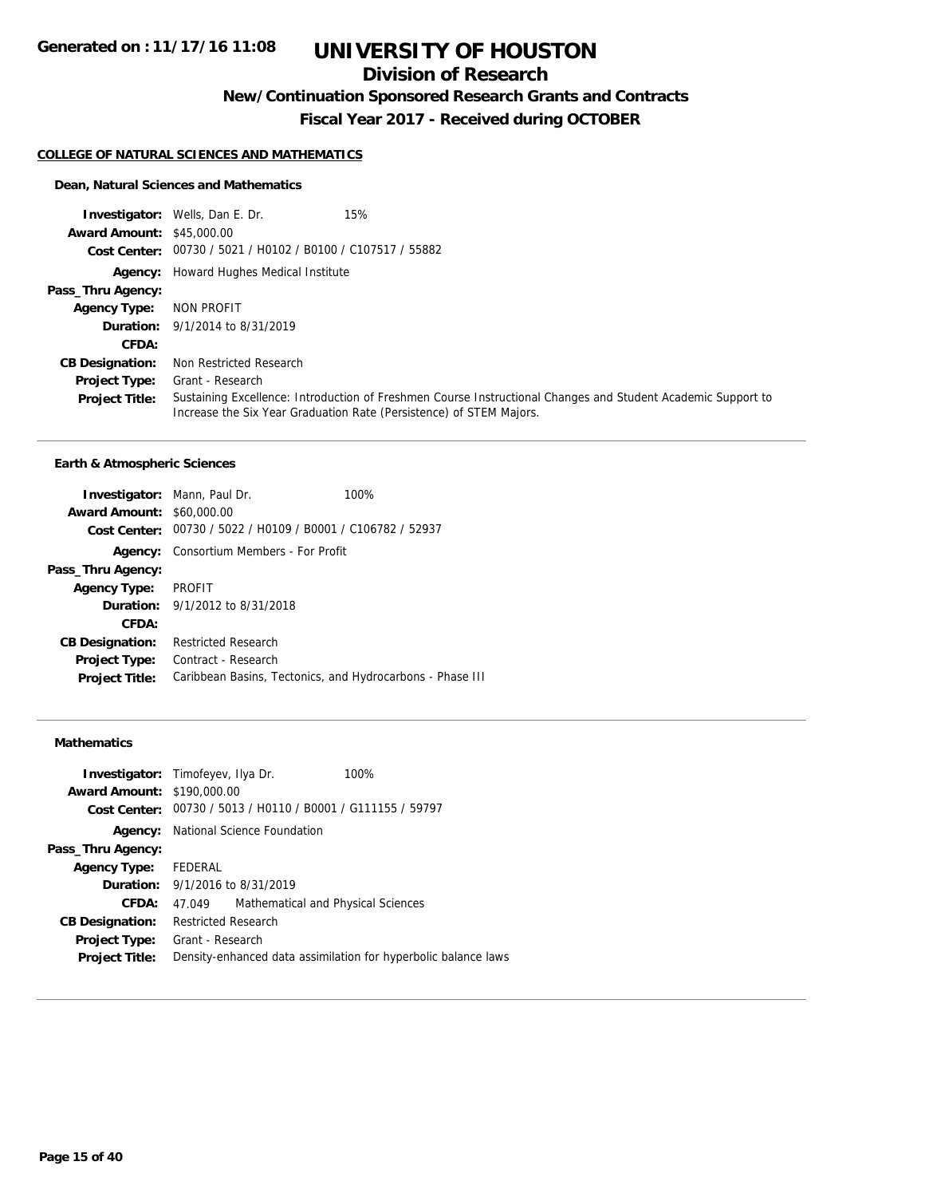# UNIVERSITY OF HOUSTON

## Division of Research

### New/Continuation Sponsored Research Grants and Contracts

### Fiscal Year 2017 - Received during OCTOBER

Generated on : 11/17/16 11:08

#### COLLEGE OF NATURAL SCIENCES AND MATHEMATICS

**Dean, Natural Sciences and Mathematics**

**Investigator:** Wells, Dan E. Dr. 15%
**Award Amount:** $45,000.00
**Cost Center:** 00730 / 5021 / H0102 / B0100 / C107517 / 55882
**Agency:** Howard Hughes Medical Institute
**Pass_Thru Agency:**
**Agency Type:** NON PROFIT
**Duration:** 9/1/2014 to 8/31/2019
**CFDA:**
**CB Designation:** Non Restricted Research
**Project Type:** Grant - Research
**Project Title:** Sustaining Excellence: Introduction of Freshmen Course Instructional Changes and Student Academic Support to Increase the Six Year Graduation Rate (Persistence) of STEM Majors.

---

**Earth & Atmospheric Sciences**

**Investigator:** Mann, Paul Dr. 100%
**Award Amount:** $60,000.00
**Cost Center:** 00730 / 5022 / H0109 / B0001 / C106782 / 52937
**Agency:** Consortium Members - For Profit
**Pass_Thru Agency:**
**Agency Type:** PROFIT
**Duration:** 9/1/2012 to 8/31/2018
**CFDA:**
**CB Designation:** Restricted Research
**Project Type:** Contract - Research
**Project Title:** Caribbean Basins, Tectonics, and Hydrocarbons - Phase III

---

**Mathematics**

**Investigator:** Timofeyev, Ilya Dr. 100%
**Award Amount:** $190,000.00
**Cost Center:** 00730 / 5013 / H0110 / B0001 / G111155 / 59797
**Agency:** National Science Foundation
**Pass_Thru Agency:**
**Agency Type:** FEDERAL
**Duration:** 9/1/2016 to 8/31/2019
**CFDA:** 47.049 Mathematical and Physical Sciences
**CB Designation:** Restricted Research
**Project Type:** Grant - Research
**Project Title:** Density-enhanced data assimilation for hyperbolic balance laws

---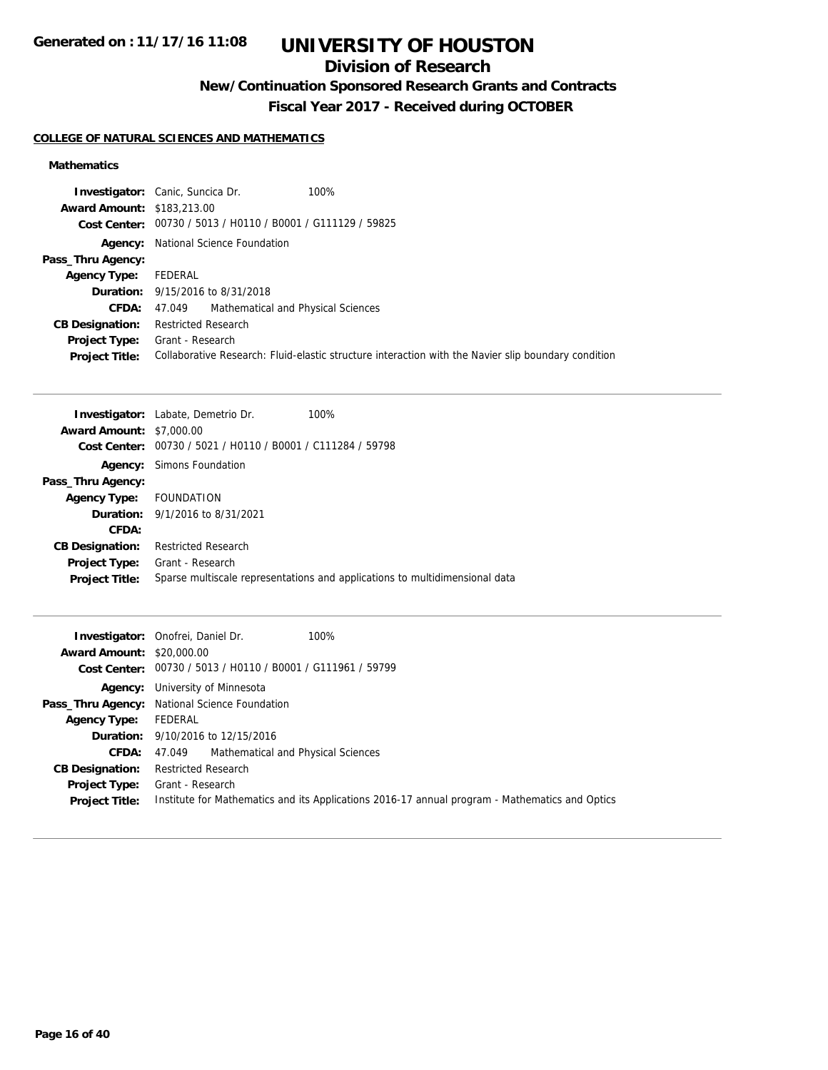# UNIVERSITY OF HOUSTON

## Division of Research

### New/Continuation Sponsored Research Grants and Contracts

### Fiscal Year 2017 - Received during OCTOBER

Generated on : 11/17/16 11:08

**COLLEGE OF NATURAL SCIENCES AND MATHEMATICS**

**Mathematics**

**Investigator:** Canic, Suncica Dr. 100%
**Award Amount:** $183,213.00
**Cost Center:** 00730 / 5013 / H0110 / B0001 / G111129 / 59825
**Agency:** National Science Foundation
**Pass_Thru Agency:**
**Agency Type:** FEDERAL
**Duration:** 9/15/2016 to 8/31/2018
**CFDA:** 47.049 Mathematical and Physical Sciences
**CB Designation:** Restricted Research
**Project Type:** Grant - Research
**Project Title:** Collaborative Research: Fluid-elastic structure interaction with the Navier slip boundary condition

---

**Investigator:** Labate, Demetrio Dr. 100%
**Award Amount:** $7,000.00
**Cost Center:** 00730 / 5021 / H0110 / B0001 / C111284 / 59798
**Agency:** Simons Foundation
**Pass_Thru Agency:**
**Agency Type:** FOUNDATION
**Duration:** 9/1/2016 to 8/31/2021
**CFDA:**
**CB Designation:** Restricted Research
**Project Type:** Grant - Research
**Project Title:** Sparse multiscale representations and applications to multidimensional data

---

**Investigator:** Onofrei, Daniel Dr. 100%
**Award Amount:** $20,000.00
**Cost Center:** 00730 / 5013 / H0110 / B0001 / G111961 / 59799
**Agency:** University of Minnesota
**Pass_Thru Agency:** National Science Foundation
**Agency Type:** FEDERAL
**Duration:** 9/10/2016 to 12/15/2016
**CFDA:** 47.049 Mathematical and Physical Sciences
**CB Designation:** Restricted Research
**Project Type:** Grant - Research
**Project Title:** Institute for Mathematics and its Applications 2016-17 annual program - Mathematics and Optics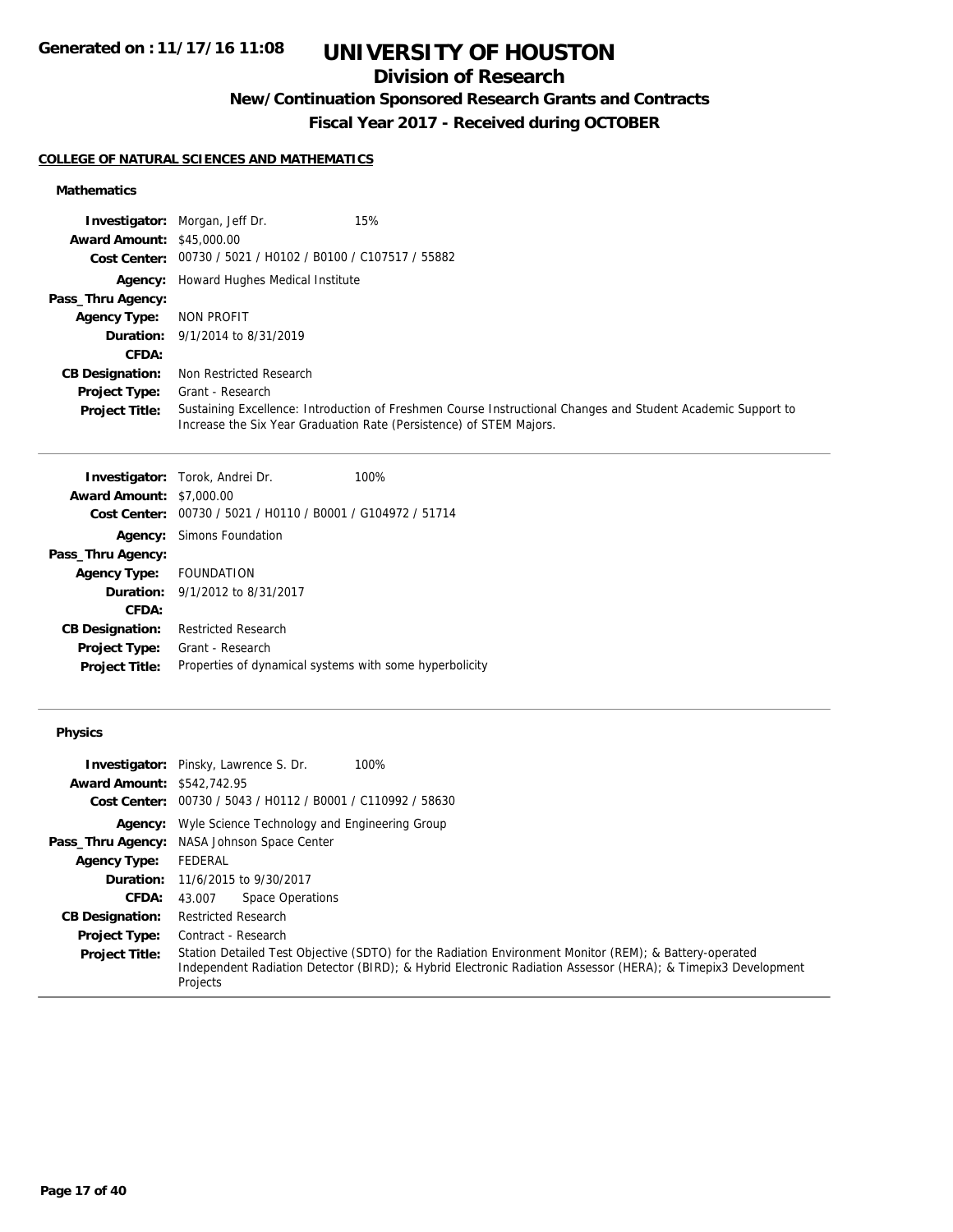# UNIVERSITY OF HOUSTON

## Division of Research

### New/Continuation Sponsored Research Grants and Contracts

### Fiscal Year 2017 - Received during OCTOBER

**COLLEGE OF NATURAL SCIENCES AND MATHEMATICS**

#### Mathematics

**Investigator:** Morgan, Jeff Dr. 15%
**Award Amount:** $45,000.00
**Cost Center:** 00730 / 5021 / H0102 / B0100 / C107517 / 55882
**Agency:** Howard Hughes Medical Institute
**Pass_Thru Agency:**
**Agency Type:** NON PROFIT
**Duration:** 9/1/2014 to 8/31/2019
**CFDA:**
**CB Designation:** Non Restricted Research
**Project Type:** Grant - Research
**Project Title:** Sustaining Excellence: Introduction of Freshmen Course Instructional Changes and Student Academic Support to Increase the Six Year Graduation Rate (Persistence) of STEM Majors.

---

**Investigator:** Torok, Andrei Dr. 100%
**Award Amount:** $7,000.00
**Cost Center:** 00730 / 5021 / H0110 / B0001 / G104972 / 51714
**Agency:** Simons Foundation
**Pass_Thru Agency:**
**Agency Type:** FOUNDATION
**Duration:** 9/1/2012 to 8/31/2017
**CFDA:**
**CB Designation:** Restricted Research
**Project Type:** Grant - Research
**Project Title:** Properties of dynamical systems with some hyperbolicity

---

#### Physics

**Investigator:** Pinsky, Lawrence S. Dr. 100%
**Award Amount:** $542,742.95
**Cost Center:** 00730 / 5043 / H0112 / B0001 / C110992 / 58630
**Agency:** Wyle Science Technology and Engineering Group
**Pass_Thru Agency:** NASA Johnson Space Center
**Agency Type:** FEDERAL
**Duration:** 11/6/2015 to 9/30/2017
**CFDA:** 43.007 Space Operations
**CB Designation:** Restricted Research
**Project Type:** Contract - Research
**Project Title:** Station Detailed Test Objective (SDTO) for the Radiation Environment Monitor (REM); & Battery-operated Independent Radiation Detector (BIRD); & Hybrid Electronic Radiation Assessor (HERA); & Timepix3 Development Projects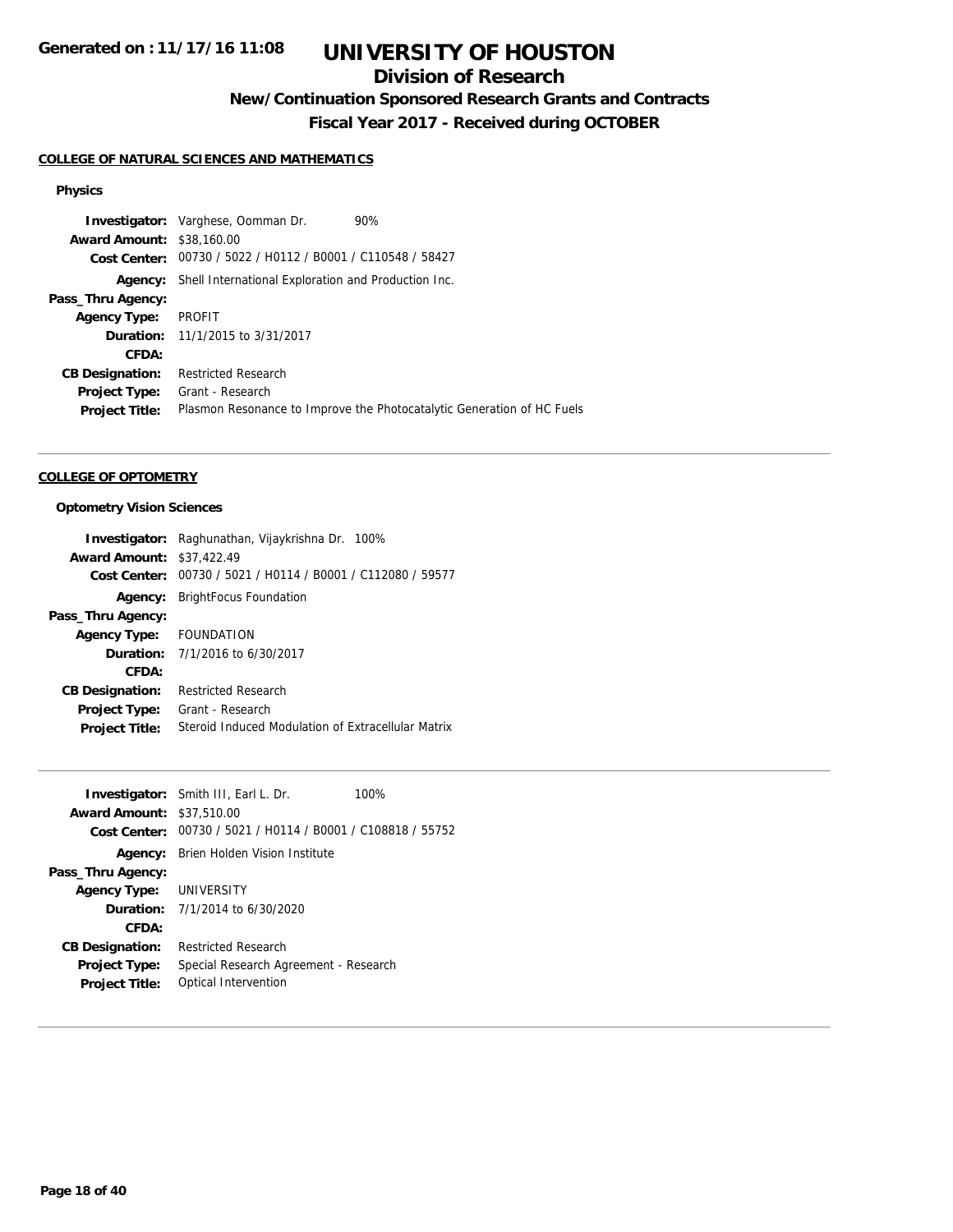# UNIVERSITY OF HOUSTON

## Division of Research

### New/Continuation Sponsored Research Grants and Contracts

### Fiscal Year 2017 - Received during OCTOBER

**COLLEGE OF NATURAL SCIENCES AND MATHEMATICS**

**Physics**

| | |
|---|---|
| **Investigator:** | Varghese, Oomman Dr. 90% |
| **Award Amount:** | $38,160.00 |
| **Cost Center:** | 00730 / 5022 / H0112 / B0001 / C110548 / 58427 |
| **Agency:** | Shell International Exploration and Production Inc. |
| **Pass_Thru Agency:** | |
| **Agency Type:** | PROFIT |
| **Duration:** | 11/1/2015 to 3/31/2017 |
| **CFDA:** | |
| **CB Designation:** | Restricted Research |
| **Project Type:** | Grant - Research |
| **Project Title:** | Plasmon Resonance to Improve the Photocatalytic Generation of HC Fuels |

---

**COLLEGE OF OPTOMETRY**

**Optometry Vision Sciences**

| | |
|---|---|
| **Investigator:** | Raghunathan, Vijaykrishna Dr. 100% |
| **Award Amount:** | $37,422.49 |
| **Cost Center:** | 00730 / 5021 / H0114 / B0001 / C112080 / 59577 |
| **Agency:** | BrightFocus Foundation |
| **Pass_Thru Agency:** | |
| **Agency Type:** | FOUNDATION |
| **Duration:** | 7/1/2016 to 6/30/2017 |
| **CFDA:** | |
| **CB Designation:** | Restricted Research |
| **Project Type:** | Grant - Research |
| **Project Title:** | Steroid Induced Modulation of Extracellular Matrix |

---

| | |
|---|---|
| **Investigator:** | Smith III, Earl L. Dr. 100% |
| **Award Amount:** | $37,510.00 |
| **Cost Center:** | 00730 / 5021 / H0114 / B0001 / C108818 / 55752 |
| **Agency:** | Brien Holden Vision Institute |
| **Pass_Thru Agency:** | |
| **Agency Type:** | UNIVERSITY |
| **Duration:** | 7/1/2014 to 6/30/2020 |
| **CFDA:** | |
| **CB Designation:** | Restricted Research |
| **Project Type:** | Special Research Agreement - Research |
| **Project Title:** | Optical Intervention |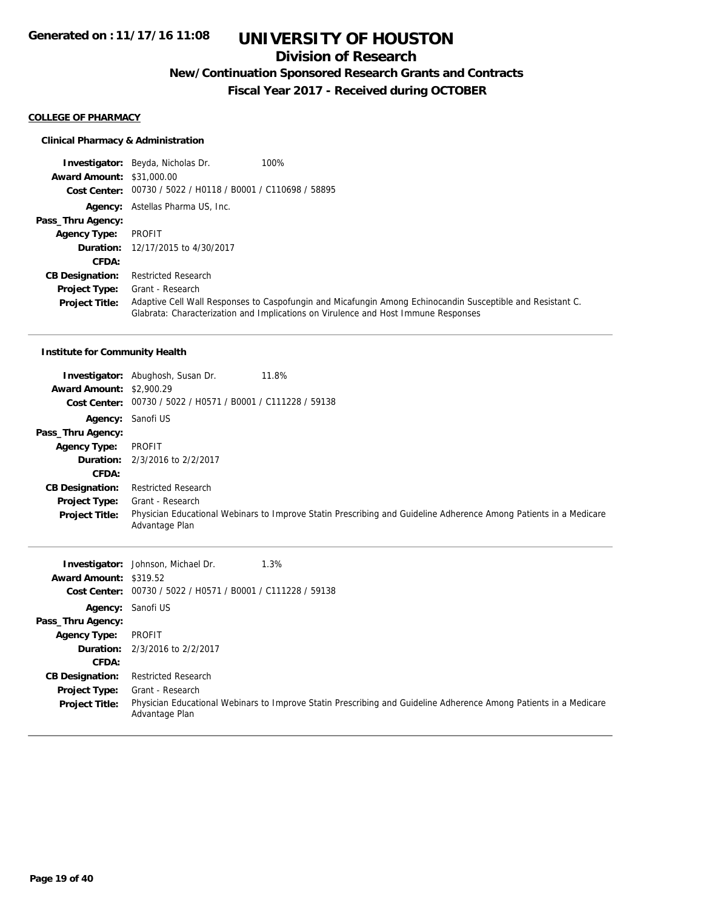# UNIVERSITY OF HOUSTON

## Division of Research

### New/Continuation Sponsored Research Grants and Contracts

### Fiscal Year 2017 - Received during OCTOBER

**COLLEGE OF PHARMACY**

**Clinical Pharmacy & Administration**

**Investigator:** Beyda, Nicholas Dr. 100%
**Award Amount:** $31,000.00
**Cost Center:** 00730 / 5022 / H0118 / B0001 / C110698 / 58895
**Agency:** Astellas Pharma US, Inc.
**Pass_Thru Agency:**
**Agency Type:** PROFIT
**Duration:** 12/17/2015 to 4/30/2017
**CFDA:**
**CB Designation:** Restricted Research
**Project Type:** Grant - Research
**Project Title:** Adaptive Cell Wall Responses to Caspofungin and Micafungin Among Echinocandin Susceptible and Resistant C. Glabrata: Characterization and Implications on Virulence and Host Immune Responses

---

**Institute for Community Health**

**Investigator:** Abughosh, Susan Dr. 11.8%
**Award Amount:** $2,900.29
**Cost Center:** 00730 / 5022 / H0571 / B0001 / C111228 / 59138
**Agency:** Sanofi US
**Pass_Thru Agency:**
**Agency Type:** PROFIT
**Duration:** 2/3/2016 to 2/2/2017
**CFDA:**
**CB Designation:** Restricted Research
**Project Type:** Grant - Research
**Project Title:** Physician Educational Webinars to Improve Statin Prescribing and Guideline Adherence Among Patients in a Medicare Advantage Plan

---

**Investigator:** Johnson, Michael Dr. 1.3%
**Award Amount:** $319.52
**Cost Center:** 00730 / 5022 / H0571 / B0001 / C111228 / 59138
**Agency:** Sanofi US
**Pass_Thru Agency:**
**Agency Type:** PROFIT
**Duration:** 2/3/2016 to 2/2/2017
**CFDA:**
**CB Designation:** Restricted Research
**Project Type:** Grant - Research
**Project Title:** Physician Educational Webinars to Improve Statin Prescribing and Guideline Adherence Among Patients in a Medicare Advantage Plan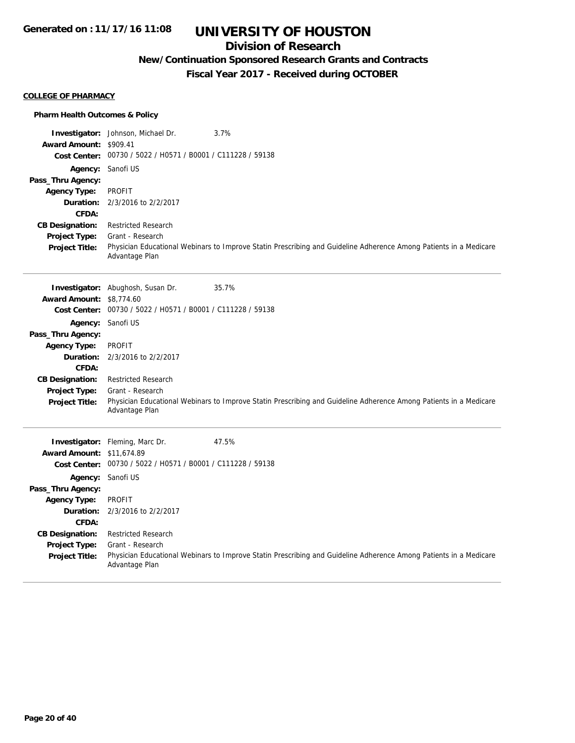# UNIVERSITY OF HOUSTON

## Division of Research

### New/Continuation Sponsored Research Grants and Contracts

### Fiscal Year 2017 - Received during OCTOBER

**COLLEGE OF PHARMACY**

**Pharm Health Outcomes & Policy**

**Investigator:** Johnson, Michael Dr. 3.7%
**Award Amount:** $909.41
**Cost Center:** 00730 / 5022 / H0571 / B0001 / C111228 / 59138
**Agency:** Sanofi US
**Pass_Thru Agency:**
**Agency Type:** PROFIT
**Duration:** 2/3/2016 to 2/2/2017
**CFDA:**
**CB Designation:** Restricted Research
**Project Type:** Grant - Research
**Project Title:** Physician Educational Webinars to Improve Statin Prescribing and Guideline Adherence Among Patients in a Medicare Advantage Plan

---

**Investigator:** Abughosh, Susan Dr. 35.7%
**Award Amount:** $8,774.60
**Cost Center:** 00730 / 5022 / H0571 / B0001 / C111228 / 59138
**Agency:** Sanofi US
**Pass_Thru Agency:**
**Agency Type:** PROFIT
**Duration:** 2/3/2016 to 2/2/2017
**CFDA:**
**CB Designation:** Restricted Research
**Project Type:** Grant - Research
**Project Title:** Physician Educational Webinars to Improve Statin Prescribing and Guideline Adherence Among Patients in a Medicare Advantage Plan

---

**Investigator:** Fleming, Marc Dr. 47.5%
**Award Amount:** $11,674.89
**Cost Center:** 00730 / 5022 / H0571 / B0001 / C111228 / 59138
**Agency:** Sanofi US
**Pass_Thru Agency:**
**Agency Type:** PROFIT
**Duration:** 2/3/2016 to 2/2/2017
**CFDA:**
**CB Designation:** Restricted Research
**Project Type:** Grant - Research
**Project Title:** Physician Educational Webinars to Improve Statin Prescribing and Guideline Adherence Among Patients in a Medicare Advantage Plan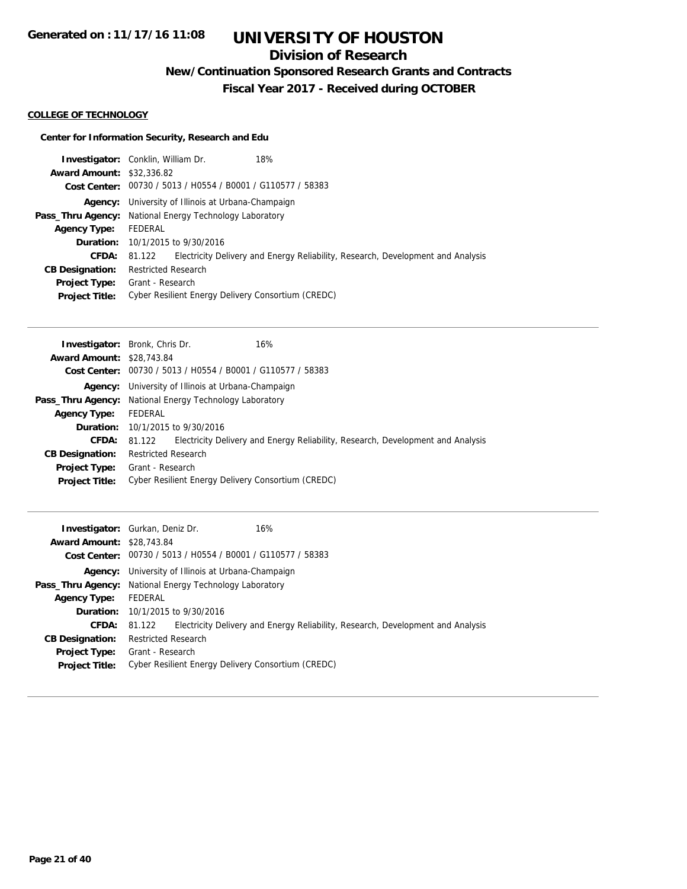# UNIVERSITY OF HOUSTON

## Division of Research

### New/Continuation Sponsored Research Grants and Contracts

### Fiscal Year 2017 - Received during OCTOBER

**COLLEGE OF TECHNOLOGY**

**Center for Information Security, Research and Edu**

**Investigator:** Conklin, William Dr. 18%
**Award Amount:** $32,336.82
**Cost Center:** 00730 / 5013 / H0554 / B0001 / G110577 / 58383
**Agency:** University of Illinois at Urbana-Champaign
**Pass_Thru Agency:** National Energy Technology Laboratory
**Agency Type:** FEDERAL
**Duration:** 10/1/2015 to 9/30/2016
**CFDA:** 81.122 Electricity Delivery and Energy Reliability, Research, Development and Analysis
**CB Designation:** Restricted Research
**Project Type:** Grant - Research
**Project Title:** Cyber Resilient Energy Delivery Consortium (CREDC)

---

**Investigator:** Bronk, Chris Dr. 16%
**Award Amount:** $28,743.84
**Cost Center:** 00730 / 5013 / H0554 / B0001 / G110577 / 58383
**Agency:** University of Illinois at Urbana-Champaign
**Pass_Thru Agency:** National Energy Technology Laboratory
**Agency Type:** FEDERAL
**Duration:** 10/1/2015 to 9/30/2016
**CFDA:** 81.122 Electricity Delivery and Energy Reliability, Research, Development and Analysis
**CB Designation:** Restricted Research
**Project Type:** Grant - Research
**Project Title:** Cyber Resilient Energy Delivery Consortium (CREDC)

---

**Investigator:** Gurkan, Deniz Dr. 16%
**Award Amount:** $28,743.84
**Cost Center:** 00730 / 5013 / H0554 / B0001 / G110577 / 58383
**Agency:** University of Illinois at Urbana-Champaign
**Pass_Thru Agency:** National Energy Technology Laboratory
**Agency Type:** FEDERAL
**Duration:** 10/1/2015 to 9/30/2016
**CFDA:** 81.122 Electricity Delivery and Energy Reliability, Research, Development and Analysis
**CB Designation:** Restricted Research
**Project Type:** Grant - Research
**Project Title:** Cyber Resilient Energy Delivery Consortium (CREDC)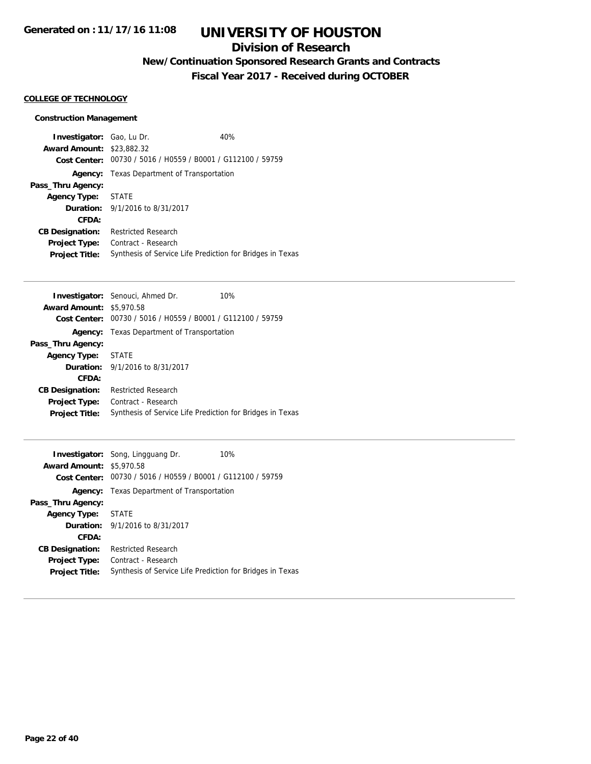# UNIVERSITY OF HOUSTON

## Division of Research

### New/Continuation Sponsored Research Grants and Contracts

### Fiscal Year 2017 - Received during OCTOBER

**Generated on : 11/17/16 11:08**

**COLLEGE OF TECHNOLOGY**

**Construction Management**

**Investigator:** Gao, Lu Dr. 40%
**Award Amount:** $23,882.32
**Cost Center:** 00730 / 5016 / H0559 / B0001 / G112100 / 59759
**Agency:** Texas Department of Transportation
**Pass_Thru Agency:**
**Agency Type:** STATE
**Duration:** 9/1/2016 to 8/31/2017
**CFDA:**
**CB Designation:** Restricted Research
**Project Type:** Contract - Research
**Project Title:** Synthesis of Service Life Prediction for Bridges in Texas

---

**Investigator:** Senouci, Ahmed Dr. 10%
**Award Amount:** $5,970.58
**Cost Center:** 00730 / 5016 / H0559 / B0001 / G112100 / 59759
**Agency:** Texas Department of Transportation
**Pass_Thru Agency:**
**Agency Type:** STATE
**Duration:** 9/1/2016 to 8/31/2017
**CFDA:**
**CB Designation:** Restricted Research
**Project Type:** Contract - Research
**Project Title:** Synthesis of Service Life Prediction for Bridges in Texas

---

**Investigator:** Song, Lingguang Dr. 10%
**Award Amount:** $5,970.58
**Cost Center:** 00730 / 5016 / H0559 / B0001 / G112100 / 59759
**Agency:** Texas Department of Transportation
**Pass_Thru Agency:**
**Agency Type:** STATE
**Duration:** 9/1/2016 to 8/31/2017
**CFDA:**
**CB Designation:** Restricted Research
**Project Type:** Contract - Research
**Project Title:** Synthesis of Service Life Prediction for Bridges in Texas

---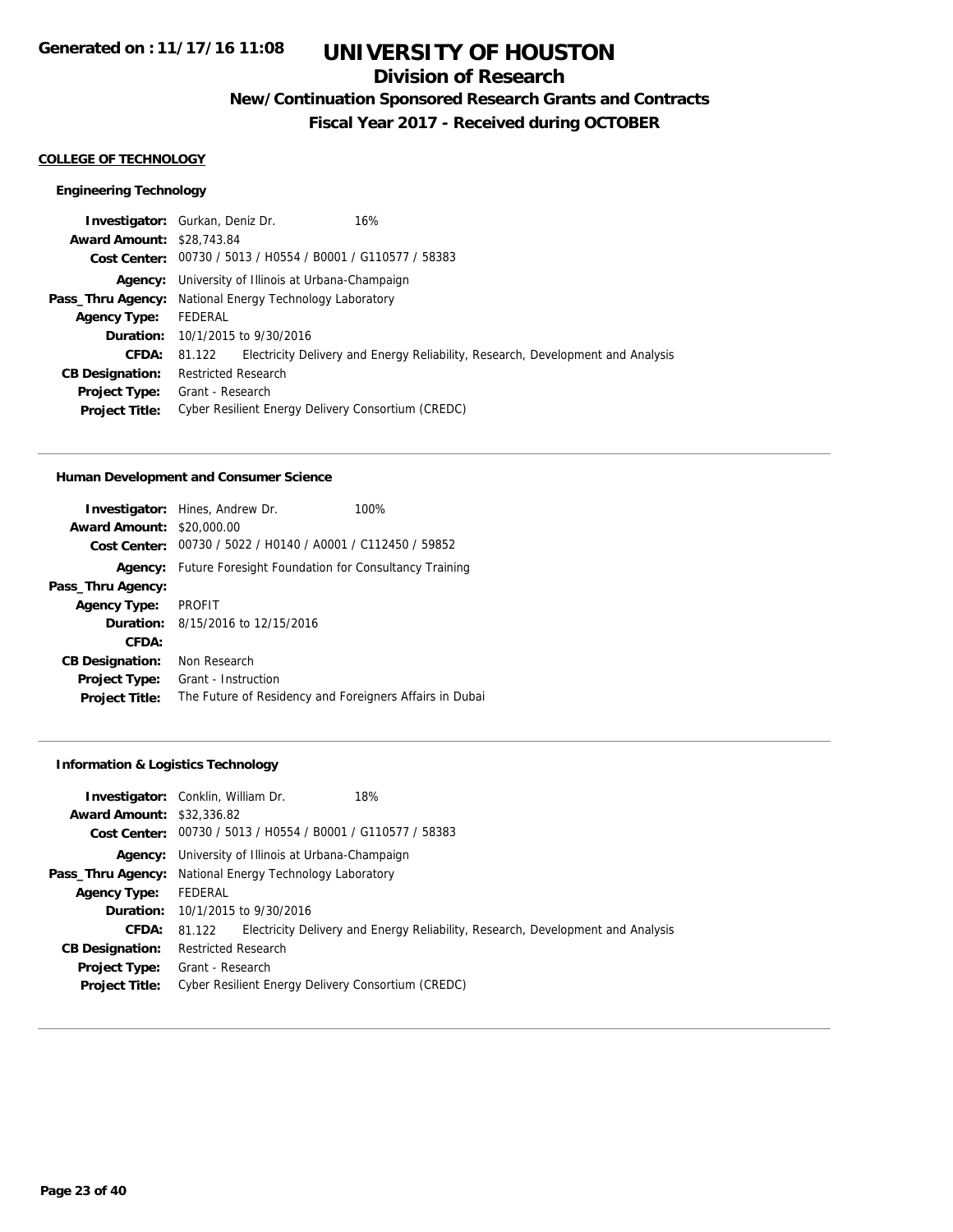# UNIVERSITY OF HOUSTON

## Division of Research

### New/Continuation Sponsored Research Grants and Contracts

### Fiscal Year 2017 - Received during OCTOBER

**Generated on : 11/17/16 11:08**

**COLLEGE OF TECHNOLOGY**

#### Engineering Technology

**Investigator:** Gurkan, Deniz Dr. 16%
**Award Amount:** $28,743.84
**Cost Center:** 00730 / 5013 / H0554 / B0001 / G110577 / 58383
**Agency:** University of Illinois at Urbana-Champaign
**Pass_Thru Agency:** National Energy Technology Laboratory
**Agency Type:** FEDERAL
**Duration:** 10/1/2015 to 9/30/2016
**CFDA:** 81.122 Electricity Delivery and Energy Reliability, Research, Development and Analysis
**CB Designation:** Restricted Research
**Project Type:** Grant - Research
**Project Title:** Cyber Resilient Energy Delivery Consortium (CREDC)

---

#### Human Development and Consumer Science

**Investigator:** Hines, Andrew Dr. 100%
**Award Amount:** $20,000.00
**Cost Center:** 00730 / 5022 / H0140 / A0001 / C112450 / 59852
**Agency:** Future Foresight Foundation for Consultancy Training
**Pass_Thru Agency:**
**Agency Type:** PROFIT
**Duration:** 8/15/2016 to 12/15/2016
**CFDA:**
**CB Designation:** Non Research
**Project Type:** Grant - Instruction
**Project Title:** The Future of Residency and Foreigners Affairs in Dubai

---

#### Information & Logistics Technology

**Investigator:** Conklin, William Dr. 18%
**Award Amount:** $32,336.82
**Cost Center:** 00730 / 5013 / H0554 / B0001 / G110577 / 58383
**Agency:** University of Illinois at Urbana-Champaign
**Pass_Thru Agency:** National Energy Technology Laboratory
**Agency Type:** FEDERAL
**Duration:** 10/1/2015 to 9/30/2016
**CFDA:** 81.122 Electricity Delivery and Energy Reliability, Research, Development and Analysis
**CB Designation:** Restricted Research
**Project Type:** Grant - Research
**Project Title:** Cyber Resilient Energy Delivery Consortium (CREDC)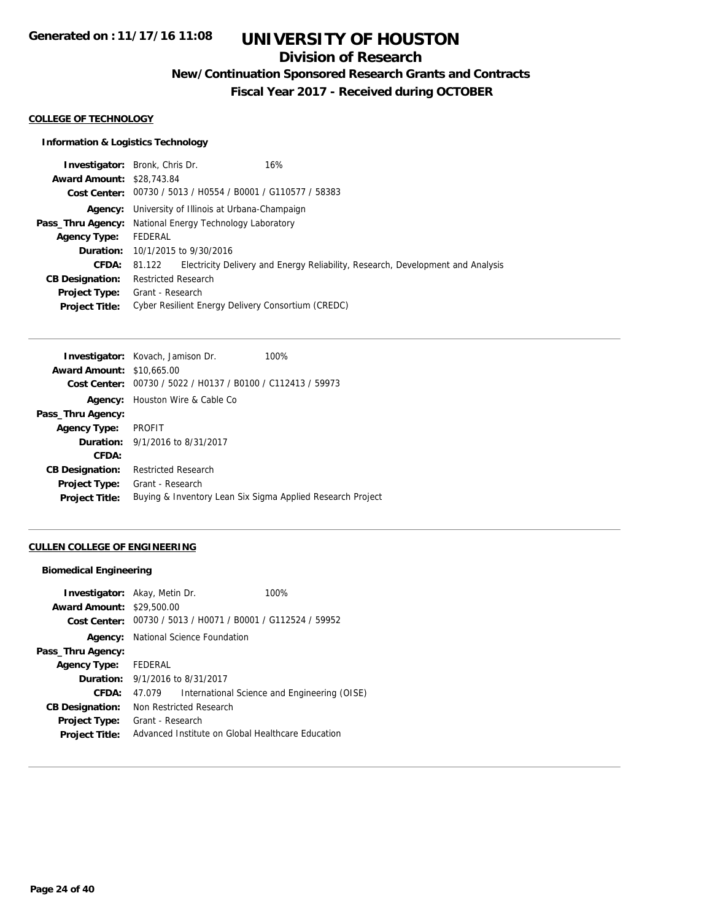# UNIVERSITY OF HOUSTON

## Division of Research

### New/Continuation Sponsored Research Grants and Contracts

### Fiscal Year 2017 - Received during OCTOBER

Generated on : 11/17/16 11:08

**COLLEGE OF TECHNOLOGY**

**Information & Logistics Technology**

**Investigator:** Bronk, Chris Dr. 16%
**Award Amount:** $28,743.84
**Cost Center:** 00730 / 5013 / H0554 / B0001 / G110577 / 58383
**Agency:** University of Illinois at Urbana-Champaign
**Pass_Thru Agency:** National Energy Technology Laboratory
**Agency Type:** FEDERAL
**Duration:** 10/1/2015 to 9/30/2016
**CFDA:** 81.122 Electricity Delivery and Energy Reliability, Research, Development and Analysis
**CB Designation:** Restricted Research
**Project Type:** Grant - Research
**Project Title:** Cyber Resilient Energy Delivery Consortium (CREDC)

---

**Investigator:** Kovach, Jamison Dr. 100%
**Award Amount:** $10,665.00
**Cost Center:** 00730 / 5022 / H0137 / B0100 / C112413 / 59973
**Agency:** Houston Wire & Cable Co
**Pass_Thru Agency:**
**Agency Type:** PROFIT
**Duration:** 9/1/2016 to 8/31/2017
**CFDA:**
**CB Designation:** Restricted Research
**Project Type:** Grant - Research
**Project Title:** Buying & Inventory Lean Six Sigma Applied Research Project

---

**CULLEN COLLEGE OF ENGINEERING**

**Biomedical Engineering**

**Investigator:** Akay, Metin Dr. 100%
**Award Amount:** $29,500.00
**Cost Center:** 00730 / 5013 / H0071 / B0001 / G112524 / 59952
**Agency:** National Science Foundation
**Pass_Thru Agency:**
**Agency Type:** FEDERAL
**Duration:** 9/1/2016 to 8/31/2017
**CFDA:** 47.079 International Science and Engineering (OISE)
**CB Designation:** Non Restricted Research
**Project Type:** Grant - Research
**Project Title:** Advanced Institute on Global Healthcare Education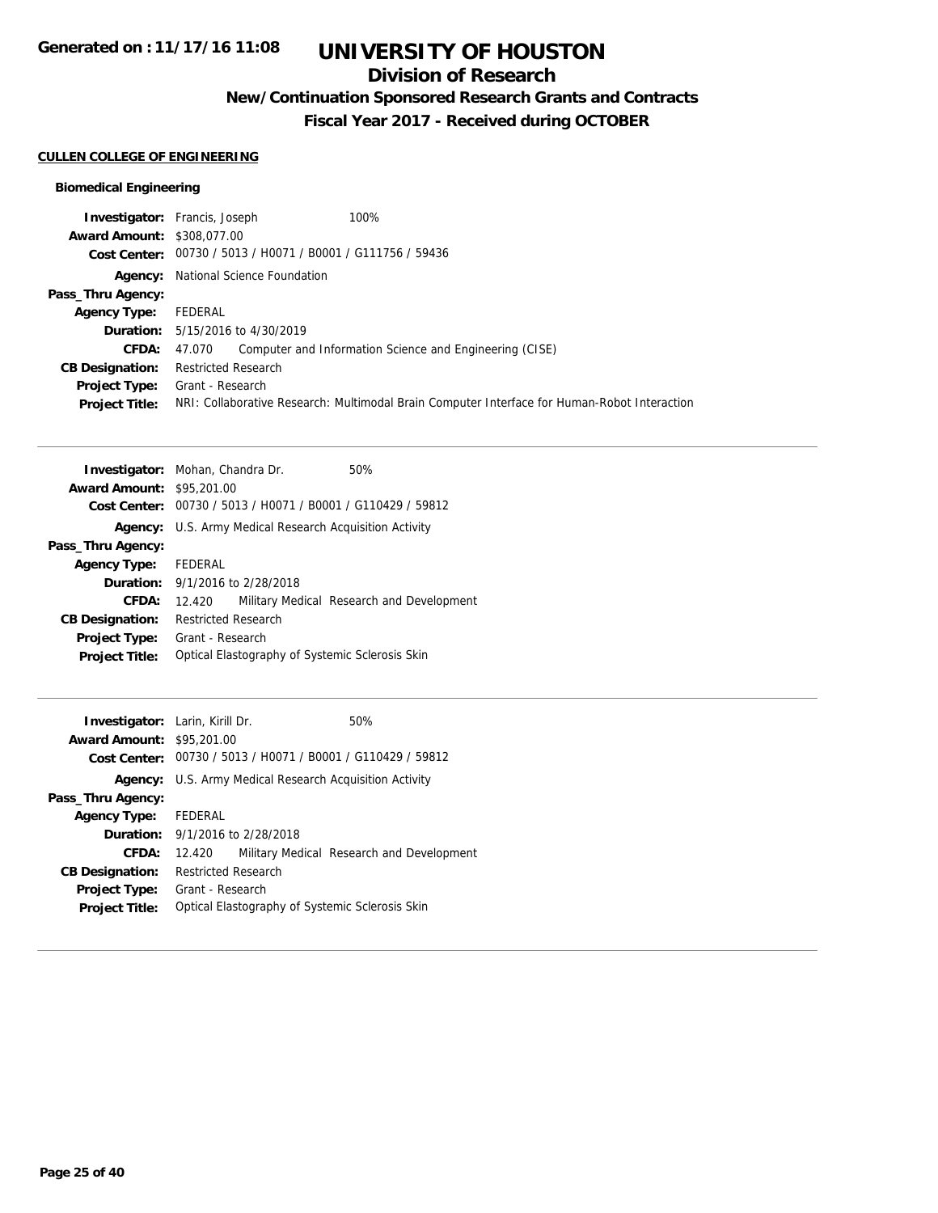# UNIVERSITY OF HOUSTON

## Division of Research

### New/Continuation Sponsored Research Grants and Contracts

### Fiscal Year 2017 - Received during OCTOBER

**CULLEN COLLEGE OF ENGINEERING**

#### Biomedical Engineering

**Investigator:** Francis, Joseph 100%
**Award Amount:** $308,077.00
**Cost Center:** 00730 / 5013 / H0071 / B0001 / G111756 / 59436
**Agency:** National Science Foundation
**Pass_Thru Agency:**
**Agency Type:** FEDERAL
**Duration:** 5/15/2016 to 4/30/2019
**CFDA:** 47.070 Computer and Information Science and Engineering (CISE)
**CB Designation:** Restricted Research
**Project Type:** Grant - Research
**Project Title:** NRI: Collaborative Research: Multimodal Brain Computer Interface for Human-Robot Interaction

---

**Investigator:** Mohan, Chandra Dr. 50%
**Award Amount:** $95,201.00
**Cost Center:** 00730 / 5013 / H0071 / B0001 / G110429 / 59812
**Agency:** U.S. Army Medical Research Acquisition Activity
**Pass_Thru Agency:**
**Agency Type:** FEDERAL
**Duration:** 9/1/2016 to 2/28/2018
**CFDA:** 12.420 Military Medical Research and Development
**CB Designation:** Restricted Research
**Project Type:** Grant - Research
**Project Title:** Optical Elastography of Systemic Sclerosis Skin

---

**Investigator:** Larin, Kirill Dr. 50%
**Award Amount:** $95,201.00
**Cost Center:** 00730 / 5013 / H0071 / B0001 / G110429 / 59812
**Agency:** U.S. Army Medical Research Acquisition Activity
**Pass_Thru Agency:**
**Agency Type:** FEDERAL
**Duration:** 9/1/2016 to 2/28/2018
**CFDA:** 12.420 Military Medical Research and Development
**CB Designation:** Restricted Research
**Project Type:** Grant - Research
**Project Title:** Optical Elastography of Systemic Sclerosis Skin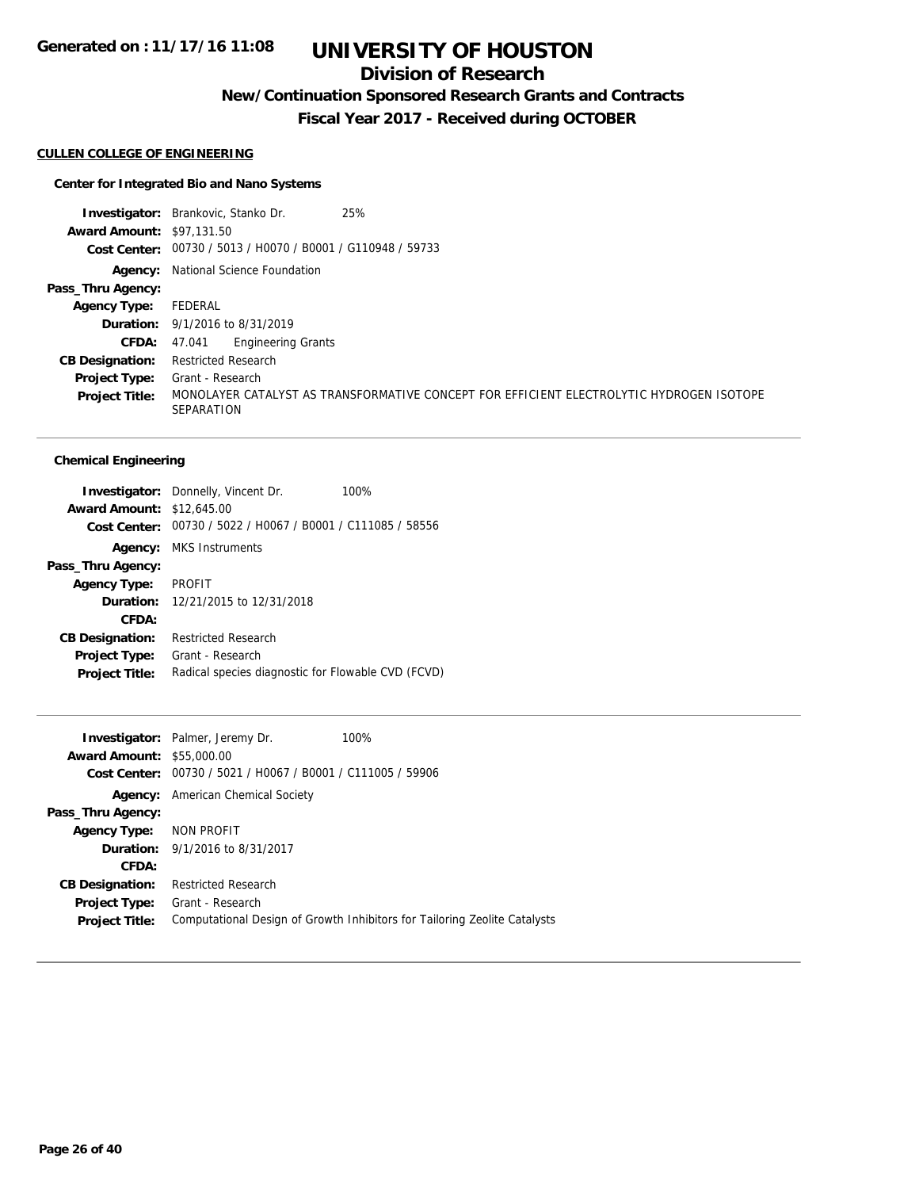**Generated on : 11/17/16 11:08**

# UNIVERSITY OF HOUSTON

## Division of Research

### New/Continuation Sponsored Research Grants and Contracts

### Fiscal Year 2017 - Received during OCTOBER

**CULLEN COLLEGE OF ENGINEERING**

**Center for Integrated Bio and Nano Systems**

| | | |
|---|---|---|
| **Investigator:** | Brankovic, Stanko Dr. | 25% |
| **Award Amount:** | $97,131.50 | |
| **Cost Center:** | 00730 / 5013 / H0070 / B0001 / G110948 / 59733 | |
| **Agency:** | National Science Foundation | |
| **Pass_Thru Agency:** | | |
| **Agency Type:** | FEDERAL | |
| **Duration:** | 9/1/2016 to 8/31/2019 | |
| **CFDA:** | 47.041 Engineering Grants | |
| **CB Designation:** | Restricted Research | |
| **Project Type:** | Grant - Research | |
| **Project Title:** | MONOLAYER CATALYST AS TRANSFORMATIVE CONCEPT FOR EFFICIENT ELECTROLYTIC HYDROGEN ISOTOPE SEPARATION | |

**Chemical Engineering**

| | | |
|---|---|---|
| **Investigator:** | Donnelly, Vincent Dr. | 100% |
| **Award Amount:** | $12,645.00 | |
| **Cost Center:** | 00730 / 5022 / H0067 / B0001 / C111085 / 58556 | |
| **Agency:** | MKS Instruments | |
| **Pass_Thru Agency:** | | |
| **Agency Type:** | PROFIT | |
| **Duration:** | 12/21/2015 to 12/31/2018 | |
| **CFDA:** | | |
| **CB Designation:** | Restricted Research | |
| **Project Type:** | Grant - Research | |
| **Project Title:** | Radical species diagnostic for Flowable CVD (FCVD) | |

| | | |
|---|---|---|
| **Investigator:** | Palmer, Jeremy Dr. | 100% |
| **Award Amount:** | $55,000.00 | |
| **Cost Center:** | 00730 / 5021 / H0067 / B0001 / C111005 / 59906 | |
| **Agency:** | American Chemical Society | |
| **Pass_Thru Agency:** | | |
| **Agency Type:** | NON PROFIT | |
| **Duration:** | 9/1/2016 to 8/31/2017 | |
| **CFDA:** | | |
| **CB Designation:** | Restricted Research | |
| **Project Type:** | Grant - Research | |
| **Project Title:** | Computational Design of Growth Inhibitors for Tailoring Zeolite Catalysts | |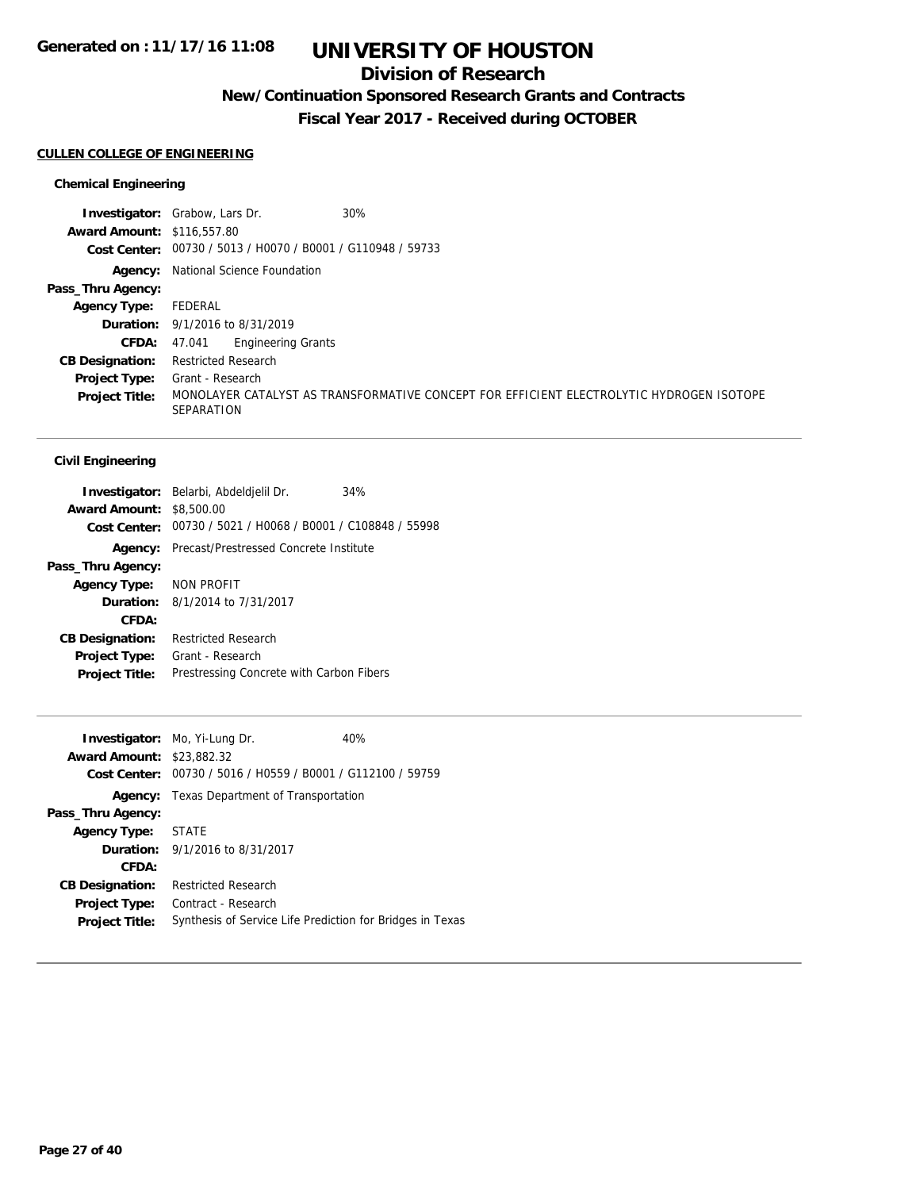# UNIVERSITY OF HOUSTON

## Division of Research

### New/Continuation Sponsored Research Grants and Contracts

### Fiscal Year 2017 - Received during OCTOBER

Generated on : 11/17/16 11:08

**CULLEN COLLEGE OF ENGINEERING**

**Chemical Engineering**

**Investigator:** Grabow, Lars Dr. 30%
**Award Amount:** $116,557.80
**Cost Center:** 00730 / 5013 / H0070 / B0001 / G110948 / 59733
**Agency:** National Science Foundation
**Pass_Thru Agency:**
**Agency Type:** FEDERAL
**Duration:** 9/1/2016 to 8/31/2019
**CFDA:** 47.041 Engineering Grants
**CB Designation:** Restricted Research
**Project Type:** Grant - Research
**Project Title:** MONOLAYER CATALYST AS TRANSFORMATIVE CONCEPT FOR EFFICIENT ELECTROLYTIC HYDROGEN ISOTOPE SEPARATION

---

**Civil Engineering**

**Investigator:** Belarbi, Abdeldjelil Dr. 34%
**Award Amount:** $8,500.00
**Cost Center:** 00730 / 5021 / H0068 / B0001 / C108848 / 55998
**Agency:** Precast/Prestressed Concrete Institute
**Pass_Thru Agency:**
**Agency Type:** NON PROFIT
**Duration:** 8/1/2014 to 7/31/2017
**CFDA:**
**CB Designation:** Restricted Research
**Project Type:** Grant - Research
**Project Title:** Prestressing Concrete with Carbon Fibers

---

**Investigator:** Mo, Yi-Lung Dr. 40%
**Award Amount:** $23,882.32
**Cost Center:** 00730 / 5016 / H0559 / B0001 / G112100 / 59759
**Agency:** Texas Department of Transportation
**Pass_Thru Agency:**
**Agency Type:** STATE
**Duration:** 9/1/2016 to 8/31/2017
**CFDA:**
**CB Designation:** Restricted Research
**Project Type:** Contract - Research
**Project Title:** Synthesis of Service Life Prediction for Bridges in Texas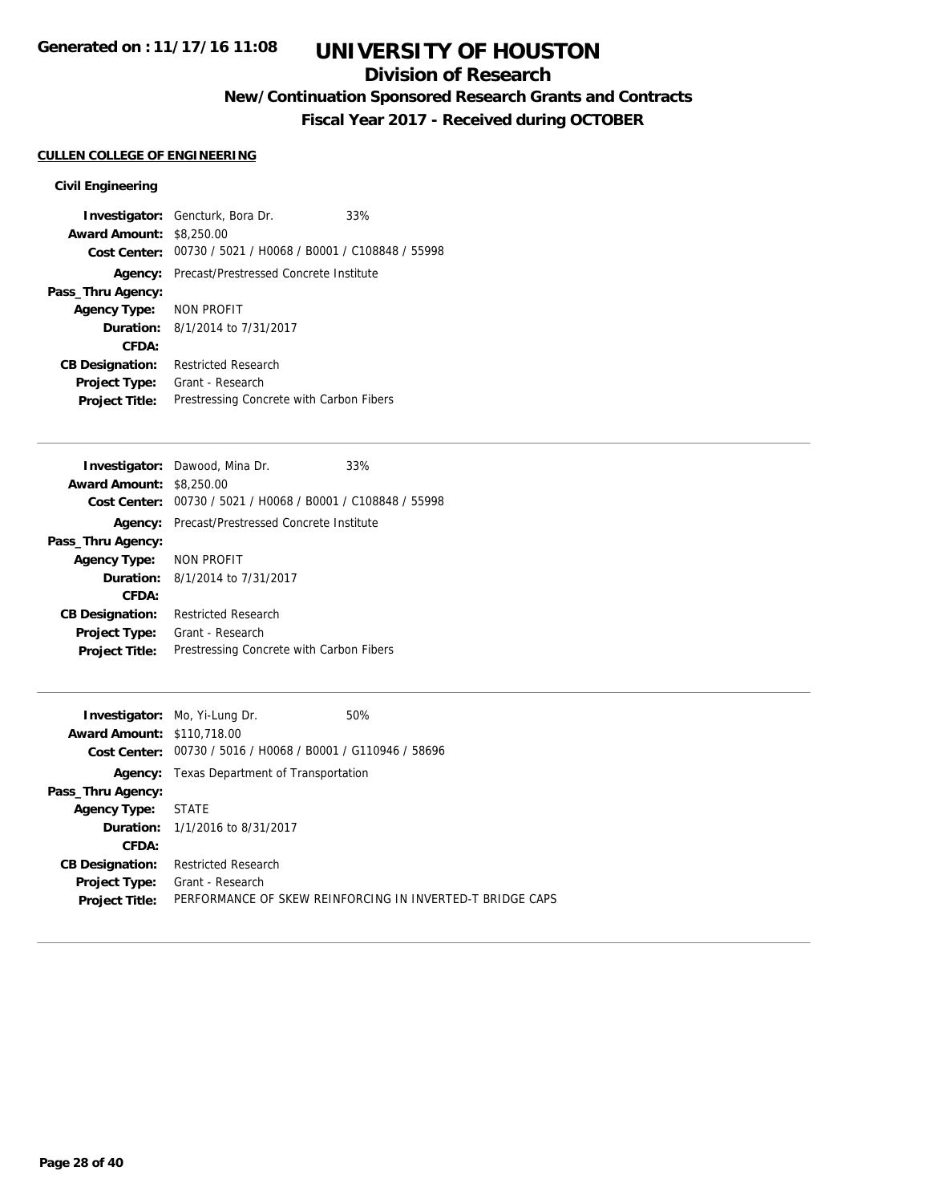# UNIVERSITY OF HOUSTON

## Division of Research

### New/Continuation Sponsored Research Grants and Contracts

### Fiscal Year 2017 - Received during OCTOBER

Generated on : 11/17/16 11:08

**CULLEN COLLEGE OF ENGINEERING**

**Civil Engineering**

**Investigator:** Gencturk, Bora Dr. 33%
**Award Amount:** $8,250.00
**Cost Center:** 00730 / 5021 / H0068 / B0001 / C108848 / 55998
**Agency:** Precast/Prestressed Concrete Institute
**Pass_Thru Agency:**
**Agency Type:** NON PROFIT
**Duration:** 8/1/2014 to 7/31/2017
**CFDA:**
**CB Designation:** Restricted Research
**Project Type:** Grant - Research
**Project Title:** Prestressing Concrete with Carbon Fibers

---

**Investigator:** Dawood, Mina Dr. 33%
**Award Amount:** $8,250.00
**Cost Center:** 00730 / 5021 / H0068 / B0001 / C108848 / 55998
**Agency:** Precast/Prestressed Concrete Institute
**Pass_Thru Agency:**
**Agency Type:** NON PROFIT
**Duration:** 8/1/2014 to 7/31/2017
**CFDA:**
**CB Designation:** Restricted Research
**Project Type:** Grant - Research
**Project Title:** Prestressing Concrete with Carbon Fibers

---

**Investigator:** Mo, Yi-Lung Dr. 50%
**Award Amount:** $110,718.00
**Cost Center:** 00730 / 5016 / H0068 / B0001 / G110946 / 58696
**Agency:** Texas Department of Transportation
**Pass_Thru Agency:**
**Agency Type:** STATE
**Duration:** 1/1/2016 to 8/31/2017
**CFDA:**
**CB Designation:** Restricted Research
**Project Type:** Grant - Research
**Project Title:** PERFORMANCE OF SKEW REINFORCING IN INVERTED-T BRIDGE CAPS

---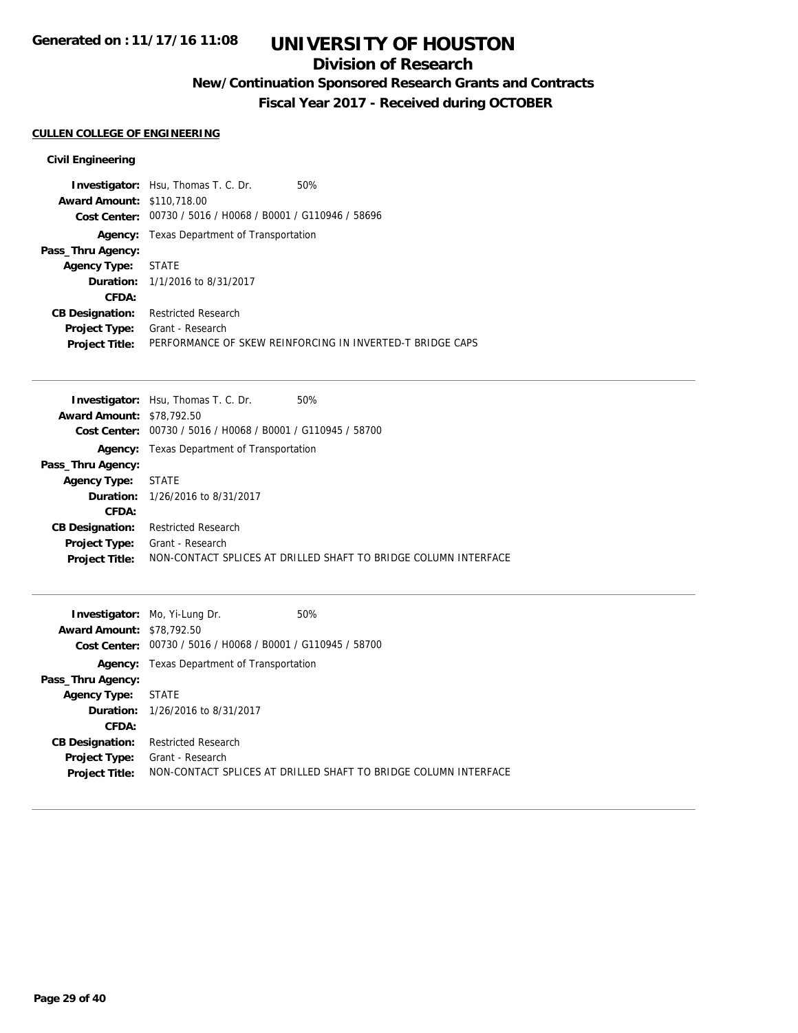# UNIVERSITY OF HOUSTON

## Division of Research

### New/Continuation Sponsored Research Grants and Contracts

### Fiscal Year 2017 - Received during OCTOBER

**CULLEN COLLEGE OF ENGINEERING**

**Civil Engineering**

**Investigator:** Hsu, Thomas T. C. Dr. 50%
**Award Amount:** $110,718.00
**Cost Center:** 00730 / 5016 / H0068 / B0001 / G110946 / 58696
**Agency:** Texas Department of Transportation
**Pass_Thru Agency:**
**Agency Type:** STATE
**Duration:** 1/1/2016 to 8/31/2017
**CFDA:**
**CB Designation:** Restricted Research
**Project Type:** Grant - Research
**Project Title:** PERFORMANCE OF SKEW REINFORCING IN INVERTED-T BRIDGE CAPS

---

**Investigator:** Hsu, Thomas T. C. Dr. 50%
**Award Amount:** $78,792.50
**Cost Center:** 00730 / 5016 / H0068 / B0001 / G110945 / 58700
**Agency:** Texas Department of Transportation
**Pass_Thru Agency:**
**Agency Type:** STATE
**Duration:** 1/26/2016 to 8/31/2017
**CFDA:**
**CB Designation:** Restricted Research
**Project Type:** Grant - Research
**Project Title:** NON-CONTACT SPLICES AT DRILLED SHAFT TO BRIDGE COLUMN INTERFACE

---

**Investigator:** Mo, Yi-Lung Dr. 50%
**Award Amount:** $78,792.50
**Cost Center:** 00730 / 5016 / H0068 / B0001 / G110945 / 58700
**Agency:** Texas Department of Transportation
**Pass_Thru Agency:**
**Agency Type:** STATE
**Duration:** 1/26/2016 to 8/31/2017
**CFDA:**
**CB Designation:** Restricted Research
**Project Type:** Grant - Research
**Project Title:** NON-CONTACT SPLICES AT DRILLED SHAFT TO BRIDGE COLUMN INTERFACE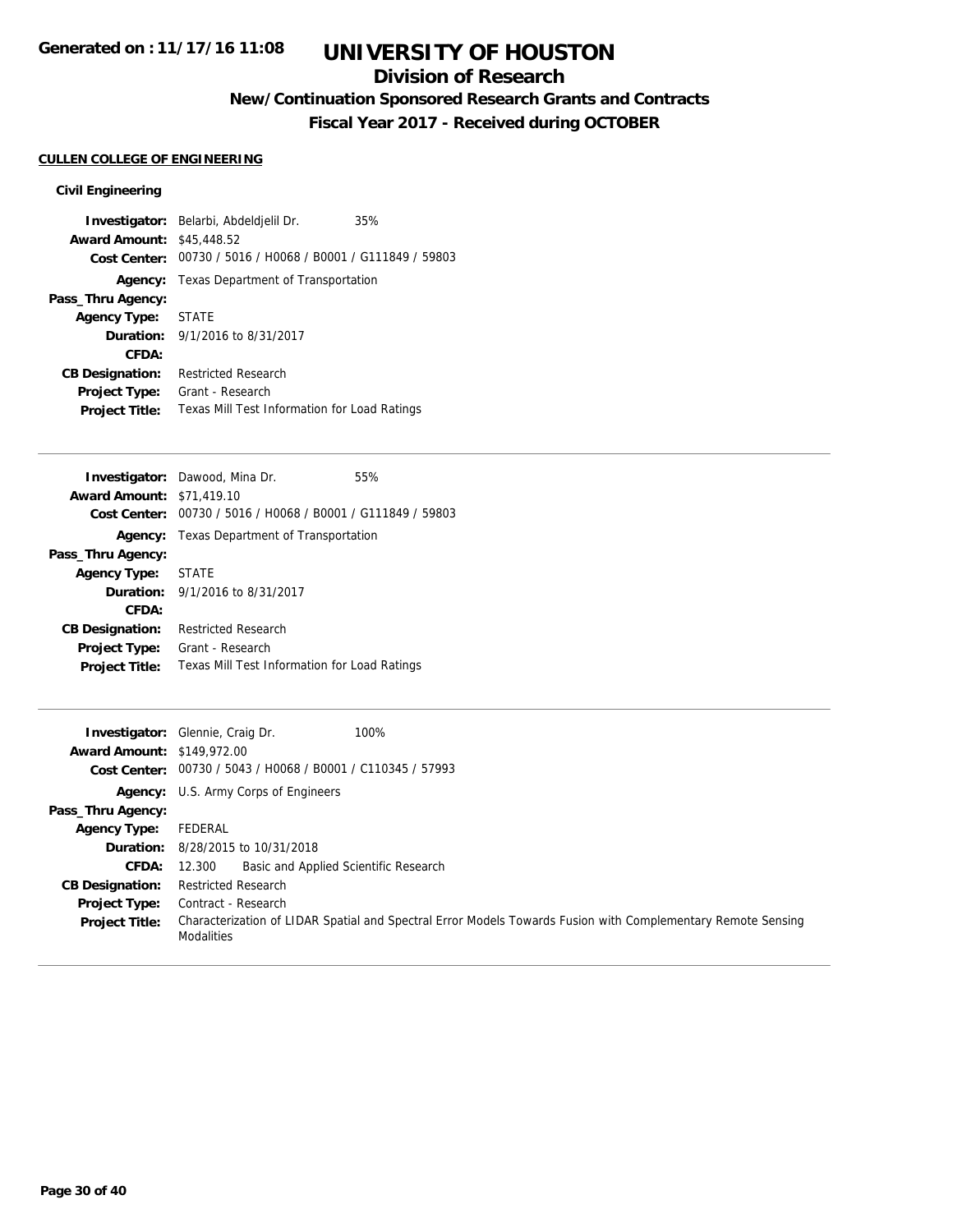# UNIVERSITY OF HOUSTON

## Division of Research

### New/Continuation Sponsored Research Grants and Contracts

### Fiscal Year 2017 - Received during OCTOBER

**CULLEN COLLEGE OF ENGINEERING**

**Civil Engineering**

**Investigator:** Belarbi, Abdeldjelil Dr. 35%
**Award Amount:** $45,448.52
**Cost Center:** 00730 / 5016 / H0068 / B0001 / G111849 / 59803
**Agency:** Texas Department of Transportation
**Pass_Thru Agency:**
**Agency Type:** STATE
**Duration:** 9/1/2016 to 8/31/2017
**CFDA:**
**CB Designation:** Restricted Research
**Project Type:** Grant - Research
**Project Title:** Texas Mill Test Information for Load Ratings

---

**Investigator:** Dawood, Mina Dr. 55%
**Award Amount:** $71,419.10
**Cost Center:** 00730 / 5016 / H0068 / B0001 / G111849 / 59803
**Agency:** Texas Department of Transportation
**Pass_Thru Agency:**
**Agency Type:** STATE
**Duration:** 9/1/2016 to 8/31/2017
**CFDA:**
**CB Designation:** Restricted Research
**Project Type:** Grant - Research
**Project Title:** Texas Mill Test Information for Load Ratings

---

**Investigator:** Glennie, Craig Dr. 100%
**Award Amount:** $149,972.00
**Cost Center:** 00730 / 5043 / H0068 / B0001 / C110345 / 57993
**Agency:** U.S. Army Corps of Engineers
**Pass_Thru Agency:**
**Agency Type:** FEDERAL
**Duration:** 8/28/2015 to 10/31/2018
**CFDA:** 12.300 Basic and Applied Scientific Research
**CB Designation:** Restricted Research
**Project Type:** Contract - Research
**Project Title:** Characterization of LIDAR Spatial and Spectral Error Models Towards Fusion with Complementary Remote Sensing Modalities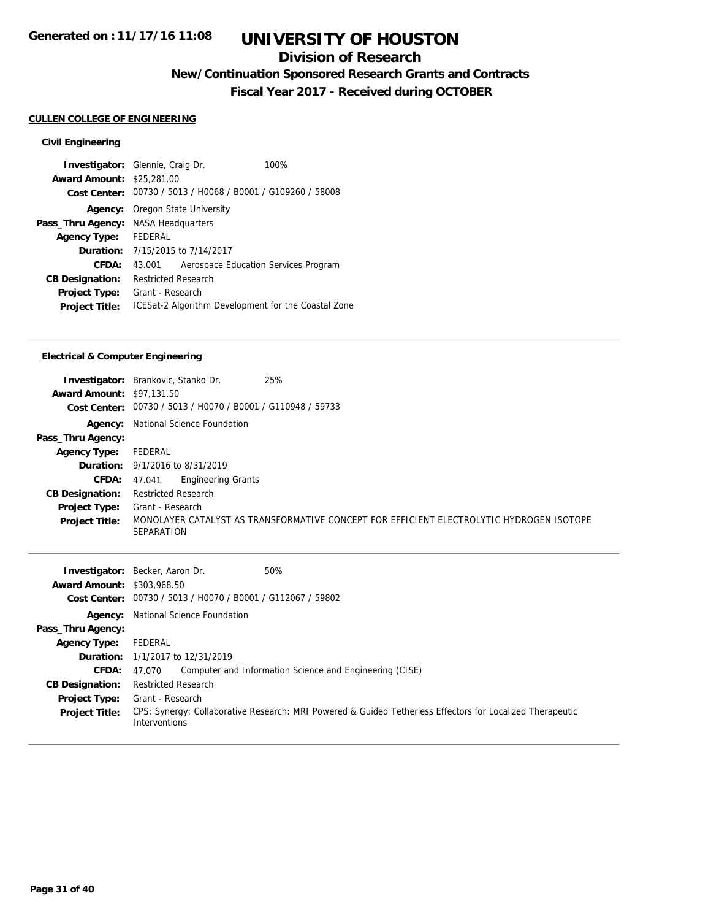**Generated on : 11/17/16 11:08**

# UNIVERSITY OF HOUSTON

## Division of Research

### New/Continuation Sponsored Research Grants and Contracts

### Fiscal Year 2017 - Received during OCTOBER

**CULLEN COLLEGE OF ENGINEERING**

**Civil Engineering**

| | |
|---|---|
| **Investigator:** | Glennie, Craig Dr. — 100% |
| **Award Amount:** | $25,281.00 |
| **Cost Center:** | 00730 / 5013 / H0068 / B0001 / G109260 / 58008 |
| **Agency:** | Oregon State University |
| **Pass_Thru Agency:** | NASA Headquarters |
| **Agency Type:** | FEDERAL |
| **Duration:** | 7/15/2015 to 7/14/2017 |
| **CFDA:** | 43.001 Aerospace Education Services Program |
| **CB Designation:** | Restricted Research |
| **Project Type:** | Grant - Research |
| **Project Title:** | ICESat-2 Algorithm Development for the Coastal Zone |

**Electrical & Computer Engineering**

| | |
|---|---|
| **Investigator:** | Brankovic, Stanko Dr. — 25% |
| **Award Amount:** | $97,131.50 |
| **Cost Center:** | 00730 / 5013 / H0070 / B0001 / G110948 / 59733 |
| **Agency:** | National Science Foundation |
| **Pass_Thru Agency:** | |
| **Agency Type:** | FEDERAL |
| **Duration:** | 9/1/2016 to 8/31/2019 |
| **CFDA:** | 47.041 Engineering Grants |
| **CB Designation:** | Restricted Research |
| **Project Type:** | Grant - Research |
| **Project Title:** | MONOLAYER CATALYST AS TRANSFORMATIVE CONCEPT FOR EFFICIENT ELECTROLYTIC HYDROGEN ISOTOPE SEPARATION |

| | |
|---|---|
| **Investigator:** | Becker, Aaron Dr. — 50% |
| **Award Amount:** | $303,968.50 |
| **Cost Center:** | 00730 / 5013 / H0070 / B0001 / G112067 / 59802 |
| **Agency:** | National Science Foundation |
| **Pass_Thru Agency:** | |
| **Agency Type:** | FEDERAL |
| **Duration:** | 1/1/2017 to 12/31/2019 |
| **CFDA:** | 47.070 Computer and Information Science and Engineering (CISE) |
| **CB Designation:** | Restricted Research |
| **Project Type:** | Grant - Research |
| **Project Title:** | CPS: Synergy: Collaborative Research: MRI Powered & Guided Tetherless Effectors for Localized Therapeutic Interventions |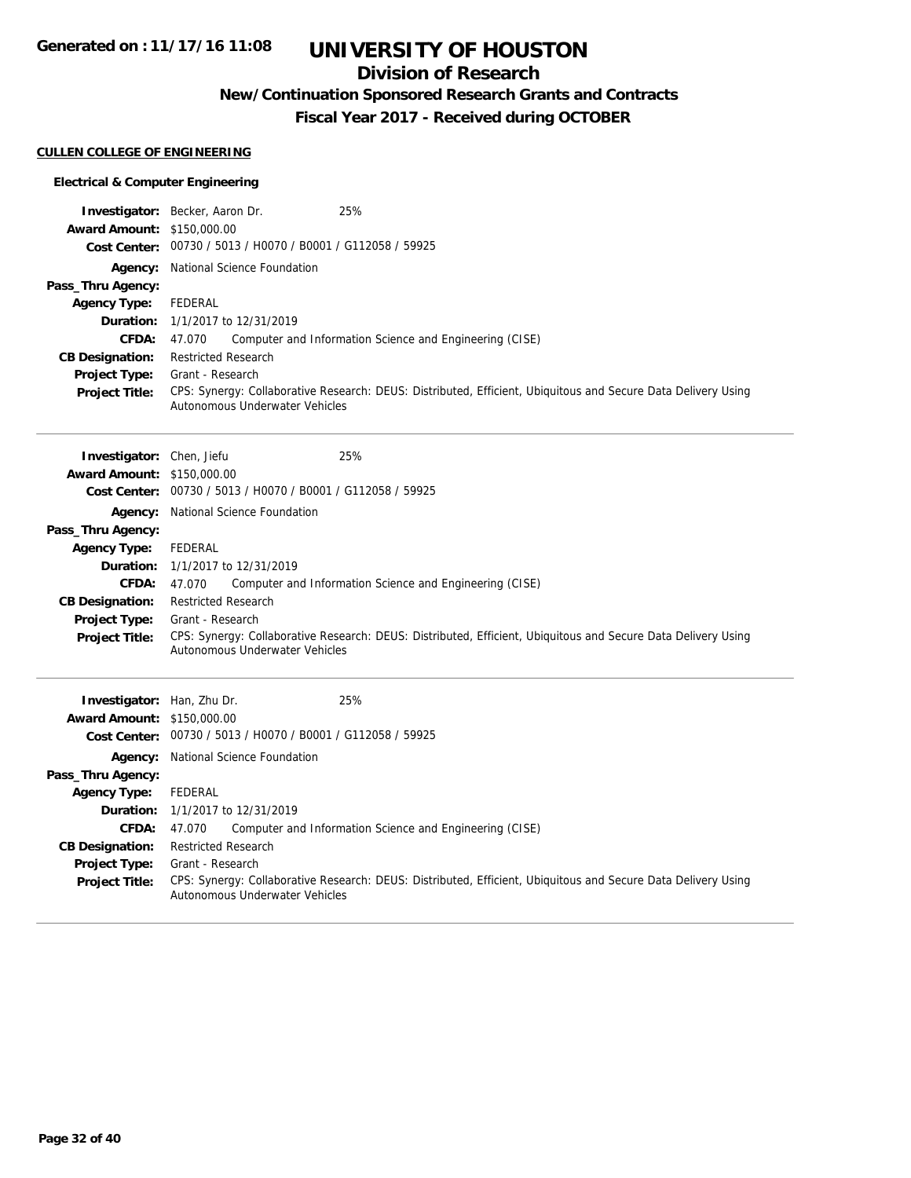# UNIVERSITY OF HOUSTON

## Division of Research

### New/Continuation Sponsored Research Grants and Contracts

### Fiscal Year 2017 - Received during OCTOBER

Generated on : 11/17/16 11:08

**CULLEN COLLEGE OF ENGINEERING**

**Electrical & Computer Engineering**

**Investigator:** Becker, Aaron Dr. 25%
**Award Amount:** $150,000.00
**Cost Center:** 00730 / 5013 / H0070 / B0001 / G112058 / 59925
**Agency:** National Science Foundation
**Pass_Thru Agency:**
**Agency Type:** FEDERAL
**Duration:** 1/1/2017 to 12/31/2019
**CFDA:** 47.070 Computer and Information Science and Engineering (CISE)
**CB Designation:** Restricted Research
**Project Type:** Grant - Research
**Project Title:** CPS: Synergy: Collaborative Research: DEUS: Distributed, Efficient, Ubiquitous and Secure Data Delivery Using Autonomous Underwater Vehicles

---

**Investigator:** Chen, Jiefu 25%
**Award Amount:** $150,000.00
**Cost Center:** 00730 / 5013 / H0070 / B0001 / G112058 / 59925
**Agency:** National Science Foundation
**Pass_Thru Agency:**
**Agency Type:** FEDERAL
**Duration:** 1/1/2017 to 12/31/2019
**CFDA:** 47.070 Computer and Information Science and Engineering (CISE)
**CB Designation:** Restricted Research
**Project Type:** Grant - Research
**Project Title:** CPS: Synergy: Collaborative Research: DEUS: Distributed, Efficient, Ubiquitous and Secure Data Delivery Using Autonomous Underwater Vehicles

---

**Investigator:** Han, Zhu Dr. 25%
**Award Amount:** $150,000.00
**Cost Center:** 00730 / 5013 / H0070 / B0001 / G112058 / 59925
**Agency:** National Science Foundation
**Pass_Thru Agency:**
**Agency Type:** FEDERAL
**Duration:** 1/1/2017 to 12/31/2019
**CFDA:** 47.070 Computer and Information Science and Engineering (CISE)
**CB Designation:** Restricted Research
**Project Type:** Grant - Research
**Project Title:** CPS: Synergy: Collaborative Research: DEUS: Distributed, Efficient, Ubiquitous and Secure Data Delivery Using Autonomous Underwater Vehicles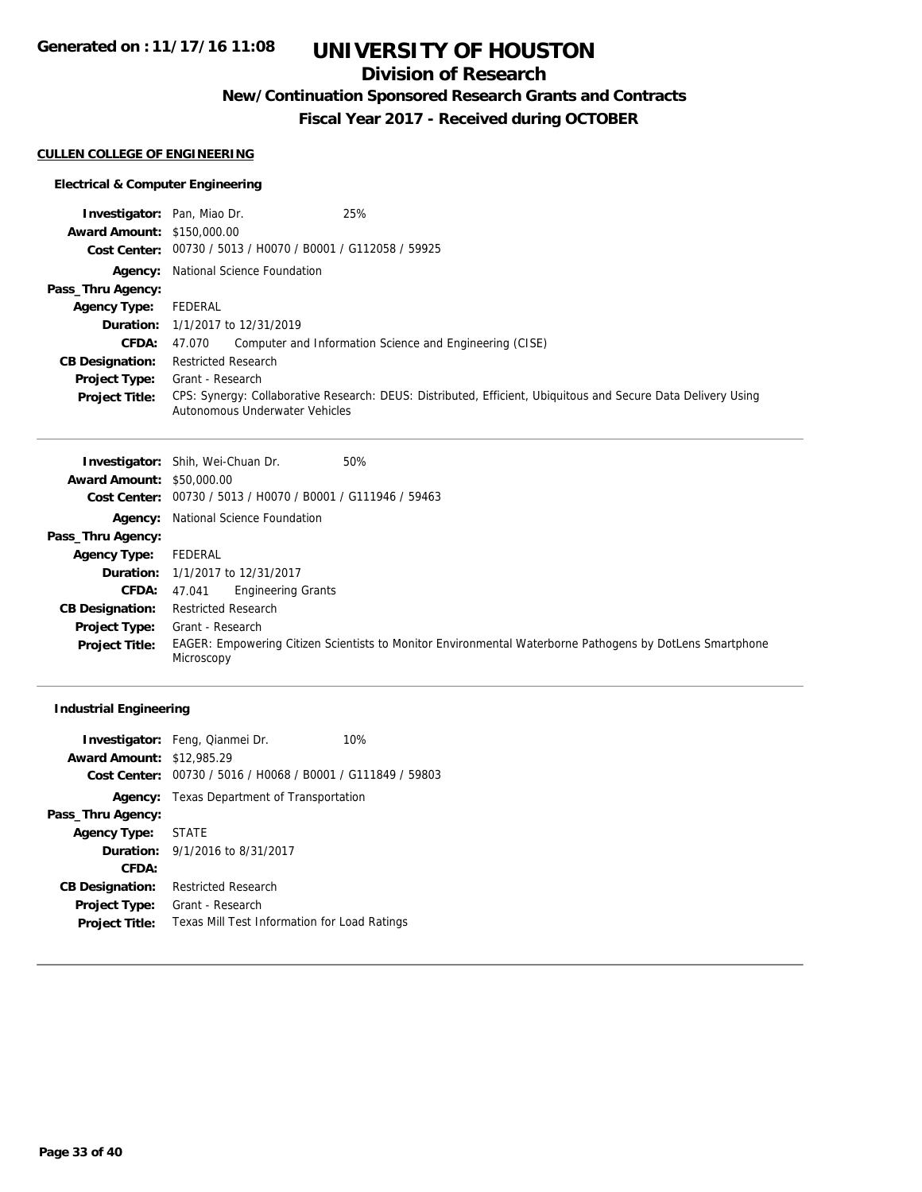# UNIVERSITY OF HOUSTON

## Division of Research

### New/Continuation Sponsored Research Grants and Contracts

### Fiscal Year 2017 - Received during OCTOBER

Generated on : 11/17/16 11:08

**CULLEN COLLEGE OF ENGINEERING**

**Electrical & Computer Engineering**

**Investigator:** Pan, Miao Dr. 25%
**Award Amount:** $150,000.00
**Cost Center:** 00730 / 5013 / H0070 / B0001 / G112058 / 59925
**Agency:** National Science Foundation
**Pass_Thru Agency:**
**Agency Type:** FEDERAL
**Duration:** 1/1/2017 to 12/31/2019
**CFDA:** 47.070 Computer and Information Science and Engineering (CISE)
**CB Designation:** Restricted Research
**Project Type:** Grant - Research
**Project Title:** CPS: Synergy: Collaborative Research: DEUS: Distributed, Efficient, Ubiquitous and Secure Data Delivery Using Autonomous Underwater Vehicles

---

**Investigator:** Shih, Wei-Chuan Dr. 50%
**Award Amount:** $50,000.00
**Cost Center:** 00730 / 5013 / H0070 / B0001 / G111946 / 59463
**Agency:** National Science Foundation
**Pass_Thru Agency:**
**Agency Type:** FEDERAL
**Duration:** 1/1/2017 to 12/31/2017
**CFDA:** 47.041 Engineering Grants
**CB Designation:** Restricted Research
**Project Type:** Grant - Research
**Project Title:** EAGER: Empowering Citizen Scientists to Monitor Environmental Waterborne Pathogens by DotLens Smartphone Microscopy

---

**Industrial Engineering**

**Investigator:** Feng, Qianmei Dr. 10%
**Award Amount:** $12,985.29
**Cost Center:** 00730 / 5016 / H0068 / B0001 / G111849 / 59803
**Agency:** Texas Department of Transportation
**Pass_Thru Agency:**
**Agency Type:** STATE
**Duration:** 9/1/2016 to 8/31/2017
**CFDA:**
**CB Designation:** Restricted Research
**Project Type:** Grant - Research
**Project Title:** Texas Mill Test Information for Load Ratings

---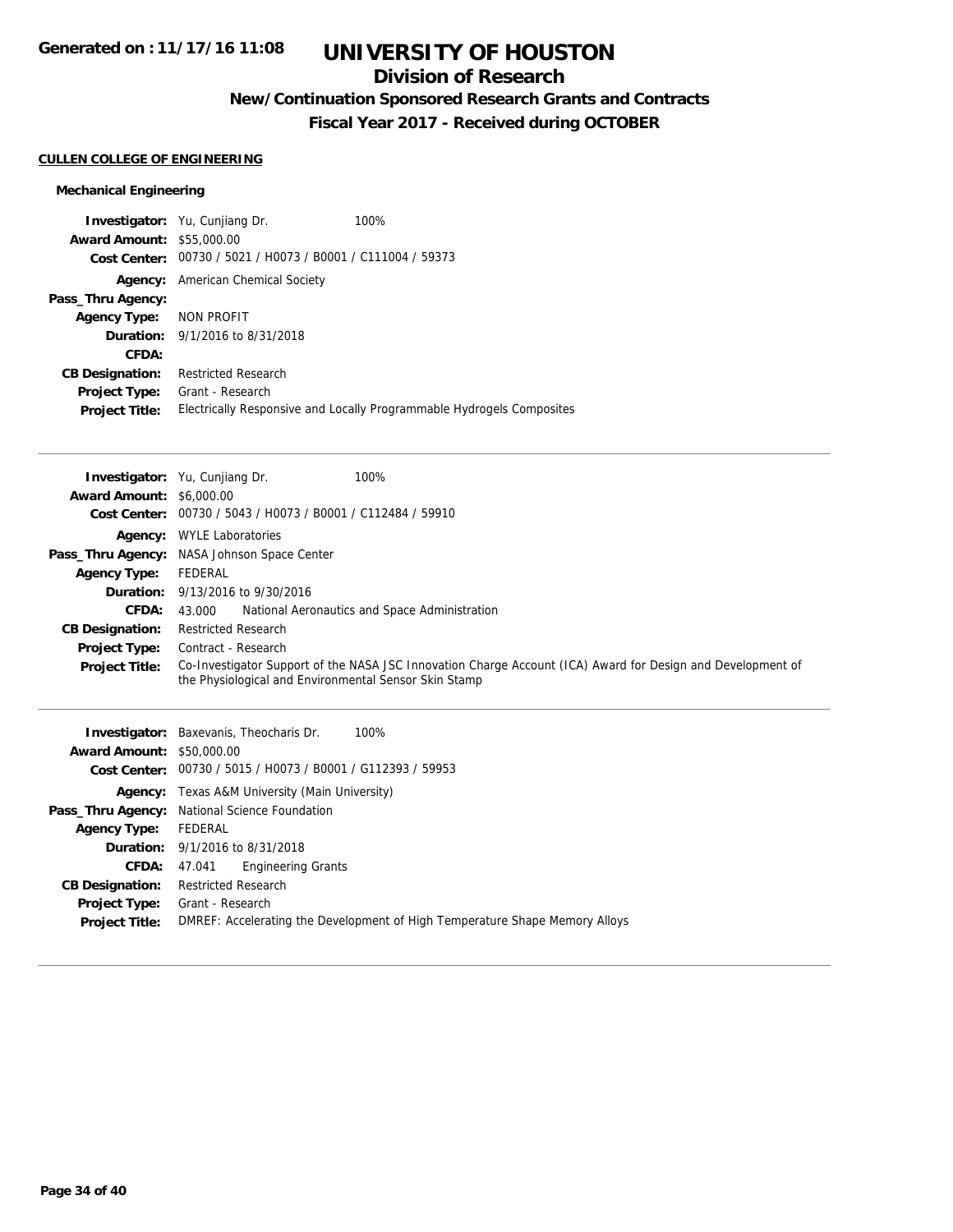**Generated on : 11/17/16 11:08**

# UNIVERSITY OF HOUSTON

## Division of Research

### New/Continuation Sponsored Research Grants and Contracts

### Fiscal Year 2017 - Received during OCTOBER

**CULLEN COLLEGE OF ENGINEERING**

**Mechanical Engineering**

**Investigator:** Yu, Cunjiang Dr. 100%
**Award Amount:** $55,000.00
**Cost Center:** 00730 / 5021 / H0073 / B0001 / C111004 / 59373
**Agency:** American Chemical Society
**Pass_Thru Agency:**
**Agency Type:** NON PROFIT
**Duration:** 9/1/2016 to 8/31/2018
**CFDA:**
**CB Designation:** Restricted Research
**Project Type:** Grant - Research
**Project Title:** Electrically Responsive and Locally Programmable Hydrogels Composites

---

**Investigator:** Yu, Cunjiang Dr. 100%
**Award Amount:** $6,000.00
**Cost Center:** 00730 / 5043 / H0073 / B0001 / C112484 / 59910
**Agency:** WYLE Laboratories
**Pass_Thru Agency:** NASA Johnson Space Center
**Agency Type:** FEDERAL
**Duration:** 9/13/2016 to 9/30/2016
**CFDA:** 43.000 National Aeronautics and Space Administration
**CB Designation:** Restricted Research
**Project Type:** Contract - Research
**Project Title:** Co-Investigator Support of the NASA JSC Innovation Charge Account (ICA) Award for Design and Development of the Physiological and Environmental Sensor Skin Stamp

---

**Investigator:** Baxevanis, Theocharis Dr. 100%
**Award Amount:** $50,000.00
**Cost Center:** 00730 / 5015 / H0073 / B0001 / G112393 / 59953
**Agency:** Texas A&M University (Main University)
**Pass_Thru Agency:** National Science Foundation
**Agency Type:** FEDERAL
**Duration:** 9/1/2016 to 8/31/2018
**CFDA:** 47.041 Engineering Grants
**CB Designation:** Restricted Research
**Project Type:** Grant - Research
**Project Title:** DMREF: Accelerating the Development of High Temperature Shape Memory Alloys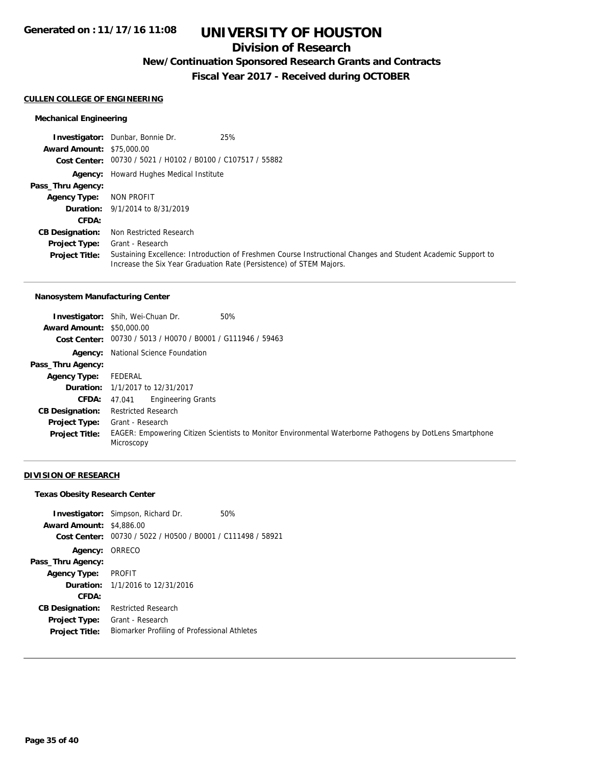# UNIVERSITY OF HOUSTON

## Division of Research

### New/Continuation Sponsored Research Grants and Contracts

### Fiscal Year 2017 - Received during OCTOBER

Generated on : 11/17/16 11:08

#### CULLEN COLLEGE OF ENGINEERING

##### Mechanical Engineering

**Investigator:** Dunbar, Bonnie Dr. 25%
**Award Amount:** $75,000.00
**Cost Center:** 00730 / 5021 / H0102 / B0100 / C107517 / 55882
**Agency:** Howard Hughes Medical Institute
**Pass_Thru Agency:**
**Agency Type:** NON PROFIT
**Duration:** 9/1/2014 to 8/31/2019
**CFDA:**
**CB Designation:** Non Restricted Research
**Project Type:** Grant - Research
**Project Title:** Sustaining Excellence: Introduction of Freshmen Course Instructional Changes and Student Academic Support to Increase the Six Year Graduation Rate (Persistence) of STEM Majors.

---

##### Nanosystem Manufacturing Center

**Investigator:** Shih, Wei-Chuan Dr. 50%
**Award Amount:** $50,000.00
**Cost Center:** 00730 / 5013 / H0070 / B0001 / G111946 / 59463
**Agency:** National Science Foundation
**Pass_Thru Agency:**
**Agency Type:** FEDERAL
**Duration:** 1/1/2017 to 12/31/2017
**CFDA:** 47.041 Engineering Grants
**CB Designation:** Restricted Research
**Project Type:** Grant - Research
**Project Title:** EAGER: Empowering Citizen Scientists to Monitor Environmental Waterborne Pathogens by DotLens Smartphone Microscopy

---

#### DIVISION OF RESEARCH

##### Texas Obesity Research Center

**Investigator:** Simpson, Richard Dr. 50%
**Award Amount:** $4,886.00
**Cost Center:** 00730 / 5022 / H0500 / B0001 / C111498 / 58921
**Agency:** ORRECO
**Pass_Thru Agency:**
**Agency Type:** PROFIT
**Duration:** 1/1/2016 to 12/31/2016
**CFDA:**
**CB Designation:** Restricted Research
**Project Type:** Grant - Research
**Project Title:** Biomarker Profiling of Professional Athletes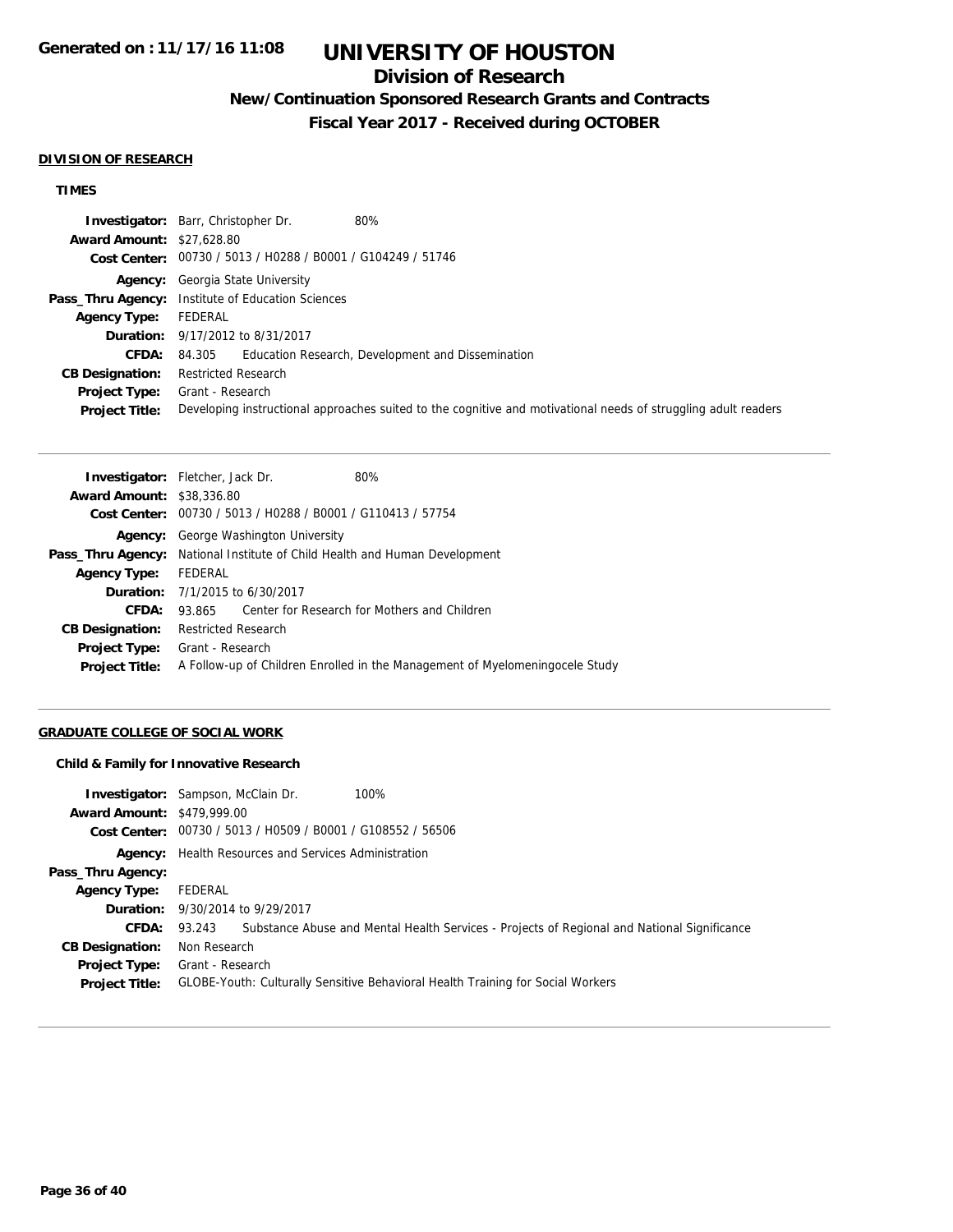# UNIVERSITY OF HOUSTON

## Division of Research

### New/Continuation Sponsored Research Grants and Contracts

### Fiscal Year 2017 - Received during OCTOBER

Generated on : 11/17/16 11:08

**DIVISION OF RESEARCH**

**TIMES**

**Investigator:** Barr, Christopher Dr. 80%
**Award Amount:** $27,628.80
**Cost Center:** 00730 / 5013 / H0288 / B0001 / G104249 / 51746
**Agency:** Georgia State University
**Pass_Thru Agency:** Institute of Education Sciences
**Agency Type:** FEDERAL
**Duration:** 9/17/2012 to 8/31/2017
**CFDA:** 84.305 Education Research, Development and Dissemination
**CB Designation:** Restricted Research
**Project Type:** Grant - Research
**Project Title:** Developing instructional approaches suited to the cognitive and motivational needs of struggling adult readers

---

**Investigator:** Fletcher, Jack Dr. 80%
**Award Amount:** $38,336.80
**Cost Center:** 00730 / 5013 / H0288 / B0001 / G110413 / 57754
**Agency:** George Washington University
**Pass_Thru Agency:** National Institute of Child Health and Human Development
**Agency Type:** FEDERAL
**Duration:** 7/1/2015 to 6/30/2017
**CFDA:** 93.865 Center for Research for Mothers and Children
**CB Designation:** Restricted Research
**Project Type:** Grant - Research
**Project Title:** A Follow-up of Children Enrolled in the Management of Myelomeningocele Study

---

**GRADUATE COLLEGE OF SOCIAL WORK**

**Child & Family for Innovative Research**

**Investigator:** Sampson, McClain Dr. 100%
**Award Amount:** $479,999.00
**Cost Center:** 00730 / 5013 / H0509 / B0001 / G108552 / 56506
**Agency:** Health Resources and Services Administration
**Pass_Thru Agency:**
**Agency Type:** FEDERAL
**Duration:** 9/30/2014 to 9/29/2017
**CFDA:** 93.243 Substance Abuse and Mental Health Services - Projects of Regional and National Significance
**CB Designation:** Non Research
**Project Type:** Grant - Research
**Project Title:** GLOBE-Youth: Culturally Sensitive Behavioral Health Training for Social Workers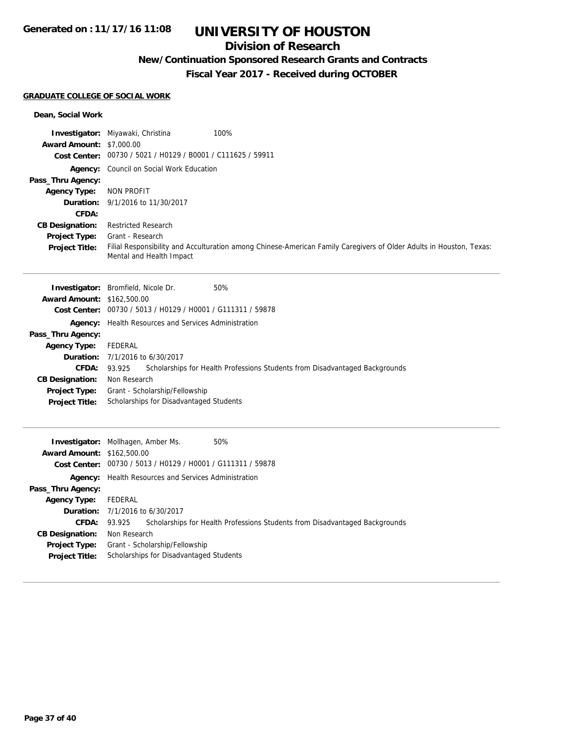# UNIVERSITY OF HOUSTON

## Division of Research

### New/Continuation Sponsored Research Grants and Contracts

### Fiscal Year 2017 - Received during OCTOBER

**Generated on : 11/17/16 11:08**

#### GRADUATE COLLEGE OF SOCIAL WORK

**Dean, Social Work**

**Investigator:** Miyawaki, Christina 100%
**Award Amount:** $7,000.00
**Cost Center:** 00730 / 5021 / H0129 / B0001 / C111625 / 59911
**Agency:** Council on Social Work Education
**Pass_Thru Agency:**
**Agency Type:** NON PROFIT
**Duration:** 9/1/2016 to 11/30/2017
**CFDA:**
**CB Designation:** Restricted Research
**Project Type:** Grant - Research
**Project Title:** Filial Responsibility and Acculturation among Chinese-American Family Caregivers of Older Adults in Houston, Texas: Mental and Health Impact

---

**Investigator:** Bromfield, Nicole Dr. 50%
**Award Amount:** $162,500.00
**Cost Center:** 00730 / 5013 / H0129 / H0001 / G111311 / 59878
**Agency:** Health Resources and Services Administration
**Pass_Thru Agency:**
**Agency Type:** FEDERAL
**Duration:** 7/1/2016 to 6/30/2017
**CFDA:** 93.925 Scholarships for Health Professions Students from Disadvantaged Backgrounds
**CB Designation:** Non Research
**Project Type:** Grant - Scholarship/Fellowship
**Project Title:** Scholarships for Disadvantaged Students

---

**Investigator:** Mollhagen, Amber Ms. 50%
**Award Amount:** $162,500.00
**Cost Center:** 00730 / 5013 / H0129 / H0001 / G111311 / 59878
**Agency:** Health Resources and Services Administration
**Pass_Thru Agency:**
**Agency Type:** FEDERAL
**Duration:** 7/1/2016 to 6/30/2017
**CFDA:** 93.925 Scholarships for Health Professions Students from Disadvantaged Backgrounds
**CB Designation:** Non Research
**Project Type:** Grant - Scholarship/Fellowship
**Project Title:** Scholarships for Disadvantaged Students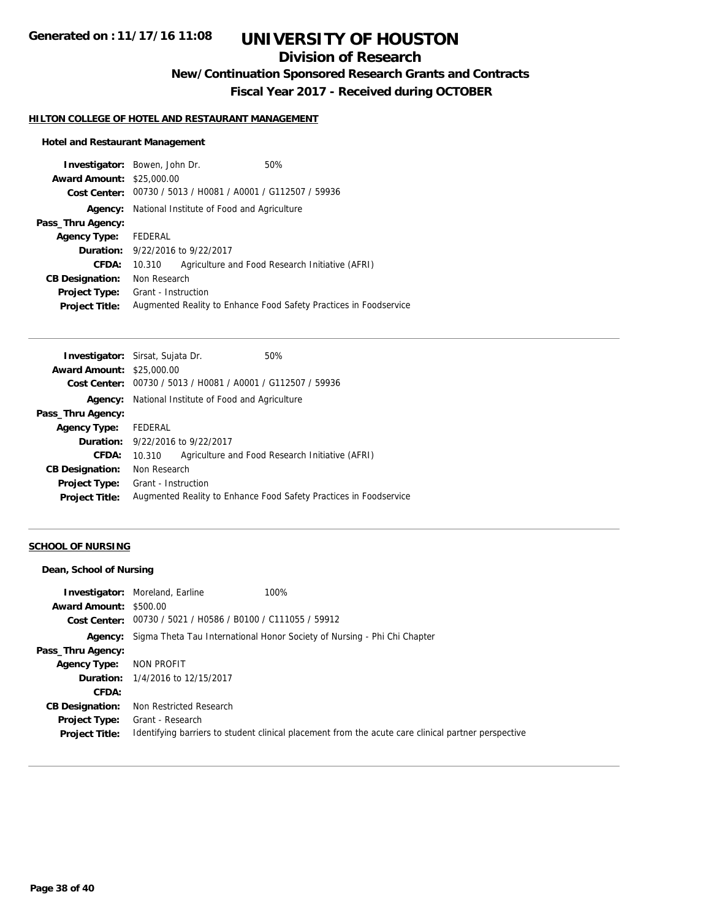# UNIVERSITY OF HOUSTON

## Division of Research

### New/Continuation Sponsored Research Grants and Contracts

### Fiscal Year 2017 - Received during OCTOBER

Generated on : 11/17/16 11:08

**HILTON COLLEGE OF HOTEL AND RESTAURANT MANAGEMENT**

**Hotel and Restaurant Management**

**Investigator:** Bowen, John Dr. 50%
**Award Amount:** $25,000.00
**Cost Center:** 00730 / 5013 / H0081 / A0001 / G112507 / 59936
**Agency:** National Institute of Food and Agriculture
**Pass_Thru Agency:**
**Agency Type:** FEDERAL
**Duration:** 9/22/2016 to 9/22/2017
**CFDA:** 10.310 Agriculture and Food Research Initiative (AFRI)
**CB Designation:** Non Research
**Project Type:** Grant - Instruction
**Project Title:** Augmented Reality to Enhance Food Safety Practices in Foodservice

---

**Investigator:** Sirsat, Sujata Dr. 50%
**Award Amount:** $25,000.00
**Cost Center:** 00730 / 5013 / H0081 / A0001 / G112507 / 59936
**Agency:** National Institute of Food and Agriculture
**Pass_Thru Agency:**
**Agency Type:** FEDERAL
**Duration:** 9/22/2016 to 9/22/2017
**CFDA:** 10.310 Agriculture and Food Research Initiative (AFRI)
**CB Designation:** Non Research
**Project Type:** Grant - Instruction
**Project Title:** Augmented Reality to Enhance Food Safety Practices in Foodservice

---

**SCHOOL OF NURSING**

**Dean, School of Nursing**

**Investigator:** Moreland, Earline 100%
**Award Amount:** $500.00
**Cost Center:** 00730 / 5021 / H0586 / B0100 / C111055 / 59912
**Agency:** Sigma Theta Tau International Honor Society of Nursing - Phi Chi Chapter
**Pass_Thru Agency:**
**Agency Type:** NON PROFIT
**Duration:** 1/4/2016 to 12/15/2017
**CFDA:**
**CB Designation:** Non Restricted Research
**Project Type:** Grant - Research
**Project Title:** Identifying barriers to student clinical placement from the acute care clinical partner perspective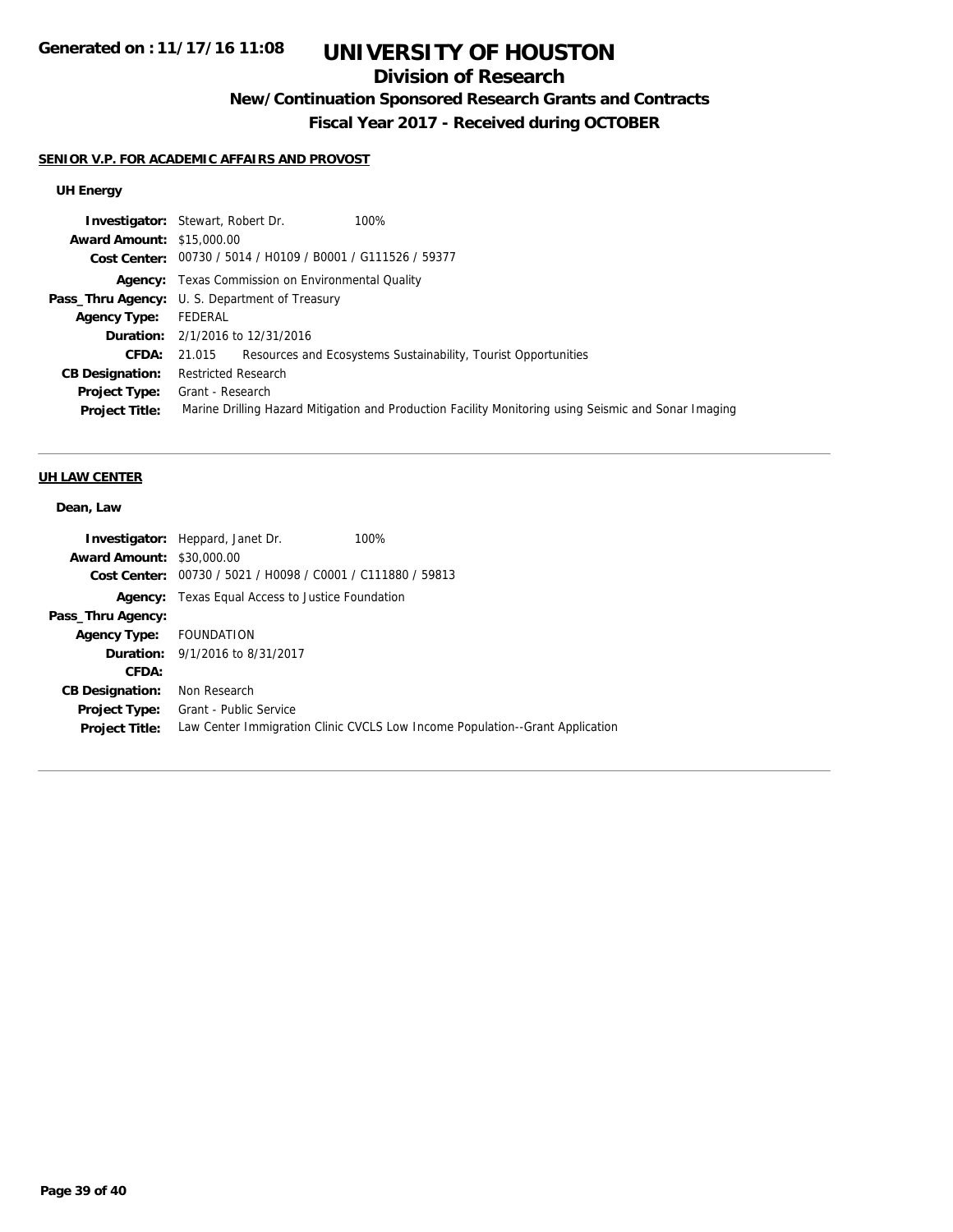# UNIVERSITY OF HOUSTON

## Division of Research

### New/Continuation Sponsored Research Grants and Contracts

### Fiscal Year 2017 - Received during OCTOBER

**Generated on : 11/17/16 11:08**

**SENIOR V.P. FOR ACADEMIC AFFAIRS AND PROVOST**

**UH Energy**

**Investigator:** Stewart, Robert Dr. 100%
**Award Amount:** $15,000.00
**Cost Center:** 00730 / 5014 / H0109 / B0001 / G111526 / 59377
**Agency:** Texas Commission on Environmental Quality
**Pass_Thru Agency:** U. S. Department of Treasury
**Agency Type:** FEDERAL
**Duration:** 2/1/2016 to 12/31/2016
**CFDA:** 21.015 Resources and Ecosystems Sustainability, Tourist Opportunities
**CB Designation:** Restricted Research
**Project Type:** Grant - Research
**Project Title:** Marine Drilling Hazard Mitigation and Production Facility Monitoring using Seismic and Sonar Imaging

---

**UH LAW CENTER**

**Dean, Law**

**Investigator:** Heppard, Janet Dr. 100%
**Award Amount:** $30,000.00
**Cost Center:** 00730 / 5021 / H0098 / C0001 / C111880 / 59813
**Agency:** Texas Equal Access to Justice Foundation
**Pass_Thru Agency:**
**Agency Type:** FOUNDATION
**Duration:** 9/1/2016 to 8/31/2017
**CFDA:**
**CB Designation:** Non Research
**Project Type:** Grant - Public Service
**Project Title:** Law Center Immigration Clinic CVCLS Low Income Population--Grant Application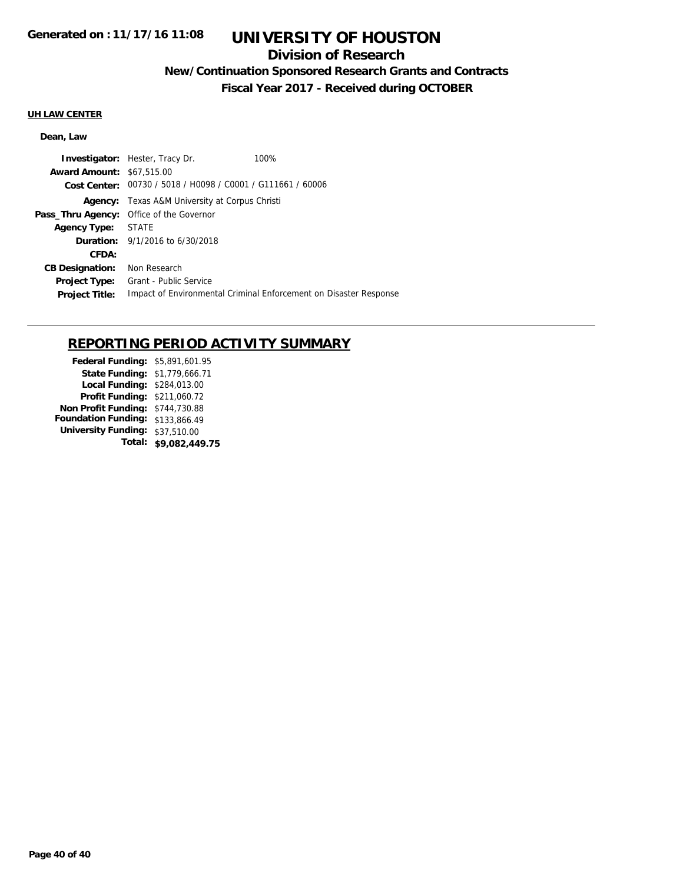**UH LAW CENTER**

**Dean, Law**

| | |
|---|---|
| **Investigator:** | Hester, Tracy Dr. 100% |
| **Award Amount:** | $67,515.00 |
| **Cost Center:** | 00730 / 5018 / H0098 / C0001 / G111661 / 60006 |
| **Agency:** | Texas A&M University at Corpus Christi |
| **Pass_Thru Agency:** | Office of the Governor |
| **Agency Type:** | STATE |
| **Duration:** | 9/1/2016 to 6/30/2018 |
| **CFDA:** | |
| **CB Designation:** | Non Research |
| **Project Type:** | Grant - Public Service |
| **Project Title:** | Impact of Environmental Criminal Enforcement on Disaster Response |

## REPORTING PERIOD ACTIVITY SUMMARY

| | |
|---|---|
| **Federal Funding:** | $5,891,601.95 |
| **State Funding:** | $1,779,666.71 |
| **Local Funding:** | $284,013.00 |
| **Profit Funding:** | $211,060.72 |
| **Non Profit Funding:** | $744,730.88 |
| **Foundation Funding:** | $133,866.49 |
| **University Funding:** | $37,510.00 |
| **Total:** | **$9,082,449.75** |